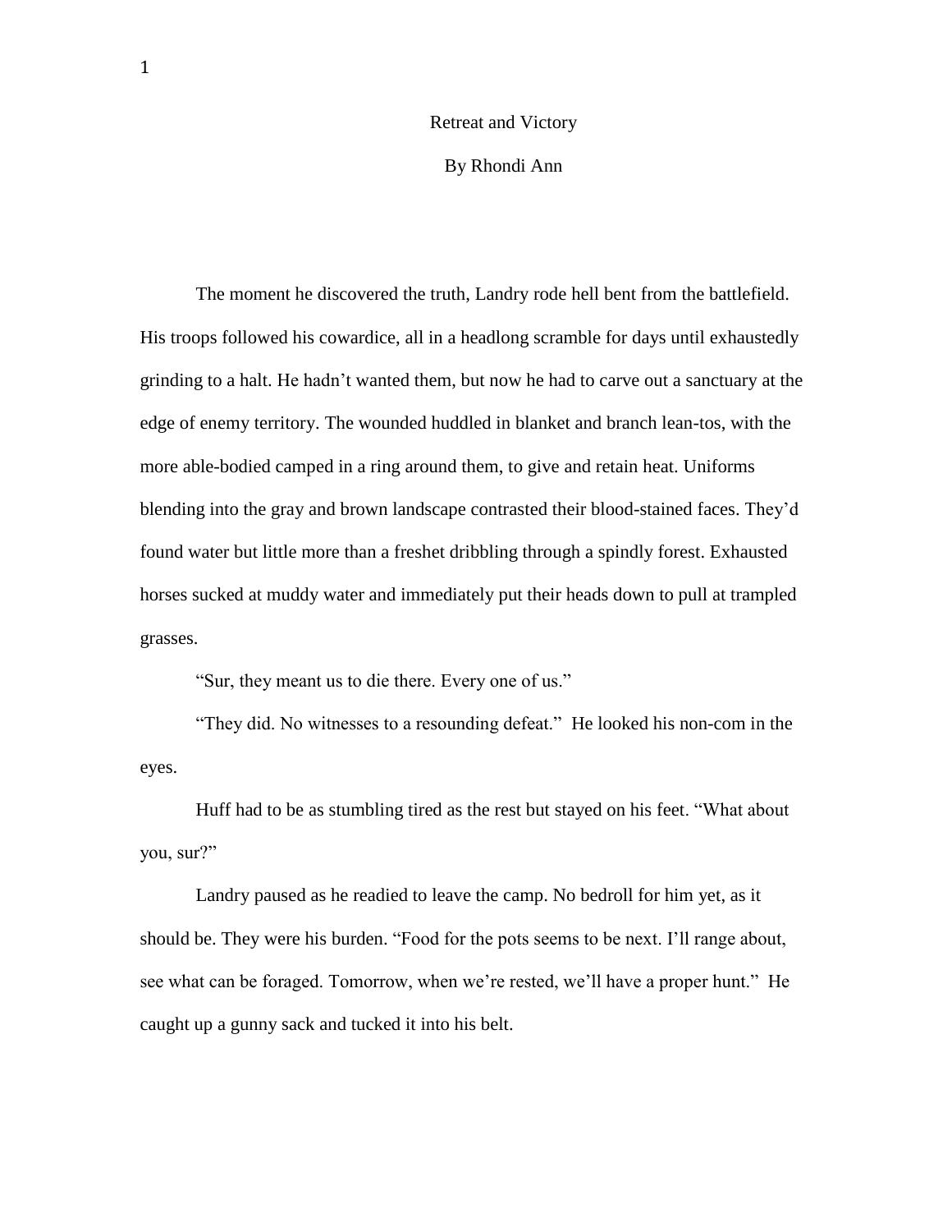# Retreat and Victory

By Rhondi Ann

The moment he discovered the truth, Landry rode hell bent from the battlefield. His troops followed his cowardice, all in a headlong scramble for days until exhaustedly grinding to a halt. He hadn't wanted them, but now he had to carve out a sanctuary at the edge of enemy territory. The wounded huddled in blanket and branch lean-tos, with the more able-bodied camped in a ring around them, to give and retain heat. Uniforms blending into the gray and brown landscape contrasted their blood-stained faces. They'd found water but little more than a freshet dribbling through a spindly forest. Exhausted horses sucked at muddy water and immediately put their heads down to pull at trampled grasses.

"Sur, they meant us to die there. Every one of us."

"They did. No witnesses to a resounding defeat." He looked his non-com in the eyes.

Huff had to be as stumbling tired as the rest but stayed on his feet. "What about you, sur?"

Landry paused as he readied to leave the camp. No bedroll for him yet, as it should be. They were his burden. "Food for the pots seems to be next. I'll range about, see what can be foraged. Tomorrow, when we're rested, we'll have a proper hunt." He caught up a gunny sack and tucked it into his belt.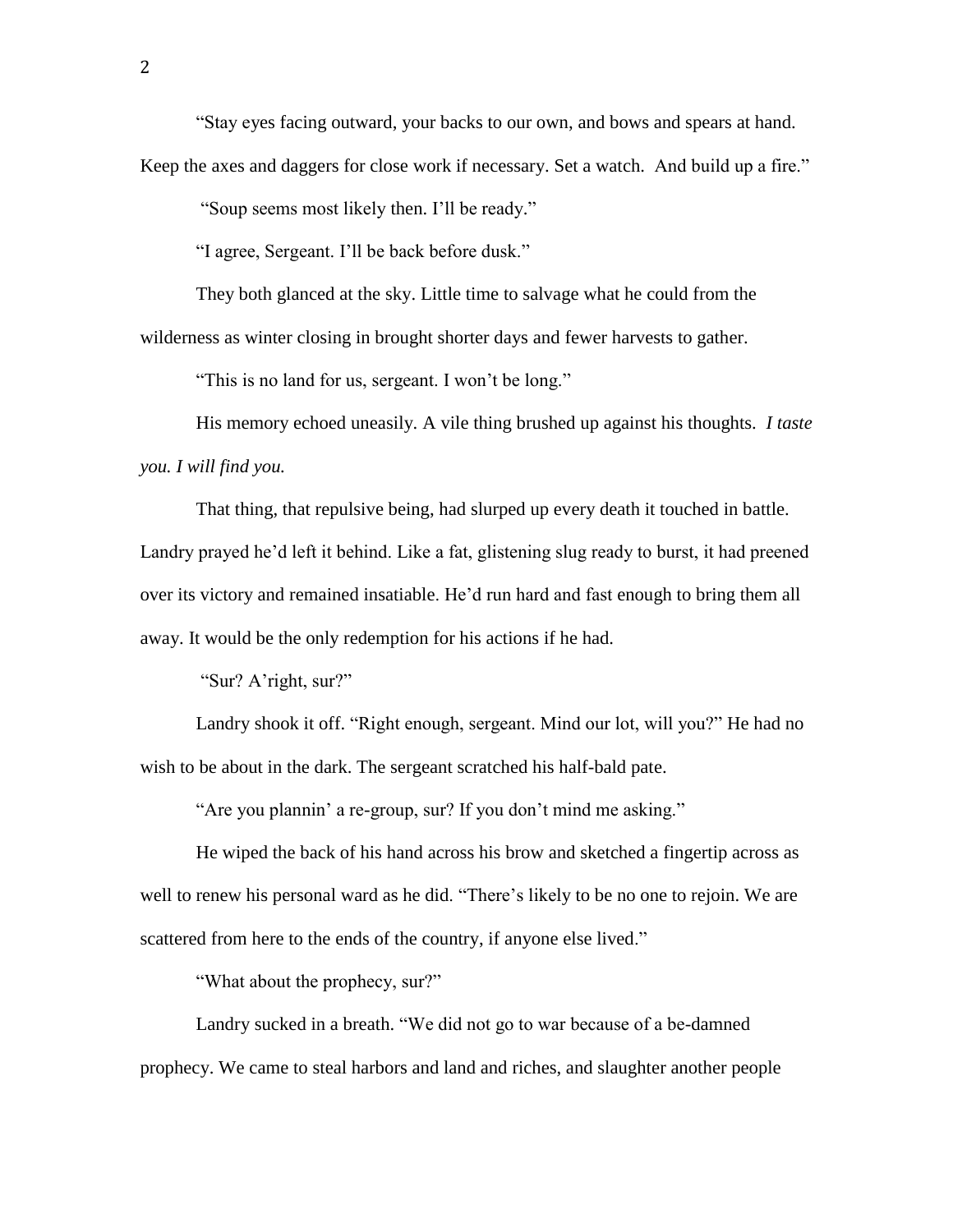"Stay eyes facing outward, your backs to our own, and bows and spears at hand. Keep the axes and daggers for close work if necessary. Set a watch. And build up a fire."

"Soup seems most likely then. I'll be ready."

"I agree, Sergeant. I'll be back before dusk."

They both glanced at the sky. Little time to salvage what he could from the wilderness as winter closing in brought shorter days and fewer harvests to gather.

"This is no land for us, sergeant. I won't be long."

His memory echoed uneasily. A vile thing brushed up against his thoughts. *I taste you. I will find you.*

That thing, that repulsive being, had slurped up every death it touched in battle. Landry prayed he'd left it behind. Like a fat, glistening slug ready to burst, it had preened over its victory and remained insatiable. He'd run hard and fast enough to bring them all away. It would be the only redemption for his actions if he had.

"Sur? A'right, sur?"

Landry shook it off. "Right enough, sergeant. Mind our lot, will you?" He had no wish to be about in the dark. The sergeant scratched his half-bald pate.

"Are you plannin' a re-group, sur? If you don't mind me asking."

He wiped the back of his hand across his brow and sketched a fingertip across as well to renew his personal ward as he did. "There's likely to be no one to rejoin. We are scattered from here to the ends of the country, if anyone else lived."

"What about the prophecy, sur?"

Landry sucked in a breath. "We did not go to war because of a be-damned prophecy. We came to steal harbors and land and riches, and slaughter another people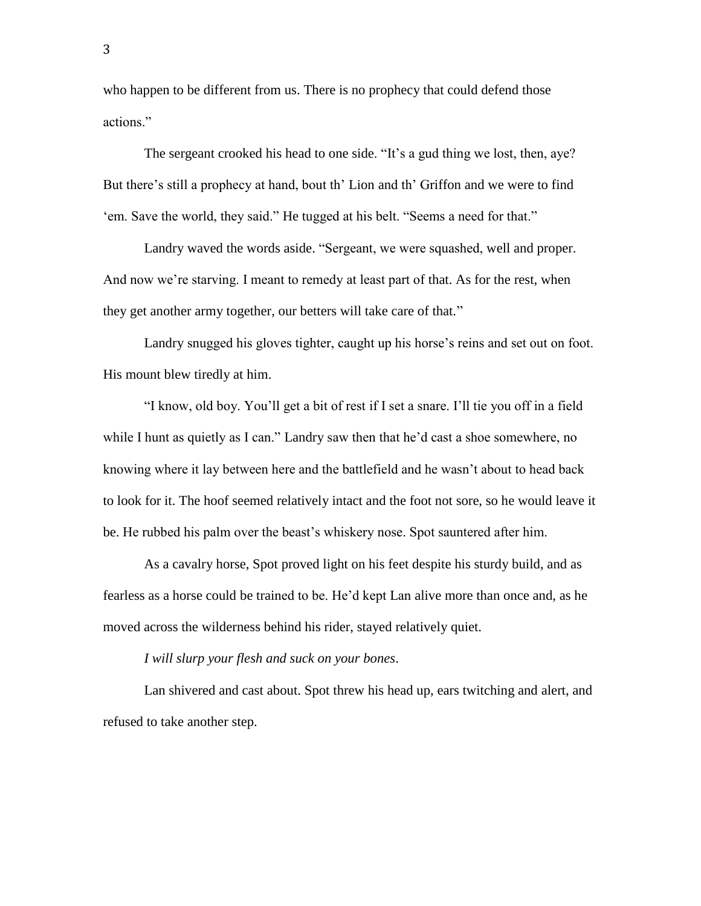who happen to be different from us. There is no prophecy that could defend those actions."

The sergeant crooked his head to one side. "It's a gud thing we lost, then, aye? But there's still a prophecy at hand, bout th' Lion and th' Griffon and we were to find 'em. Save the world, they said." He tugged at his belt. "Seems a need for that."

Landry waved the words aside. "Sergeant, we were squashed, well and proper. And now we're starving. I meant to remedy at least part of that. As for the rest, when they get another army together, our betters will take care of that."

Landry snugged his gloves tighter, caught up his horse's reins and set out on foot. His mount blew tiredly at him.

"I know, old boy. You'll get a bit of rest if I set a snare. I'll tie you off in a field while I hunt as quietly as I can." Landry saw then that he'd cast a shoe somewhere, no knowing where it lay between here and the battlefield and he wasn't about to head back to look for it. The hoof seemed relatively intact and the foot not sore, so he would leave it be. He rubbed his palm over the beast's whiskery nose. Spot sauntered after him.

As a cavalry horse, Spot proved light on his feet despite his sturdy build, and as fearless as a horse could be trained to be. He'd kept Lan alive more than once and, as he moved across the wilderness behind his rider, stayed relatively quiet.

*I will slurp your flesh and suck on your bones*.

Lan shivered and cast about. Spot threw his head up, ears twitching and alert, and refused to take another step.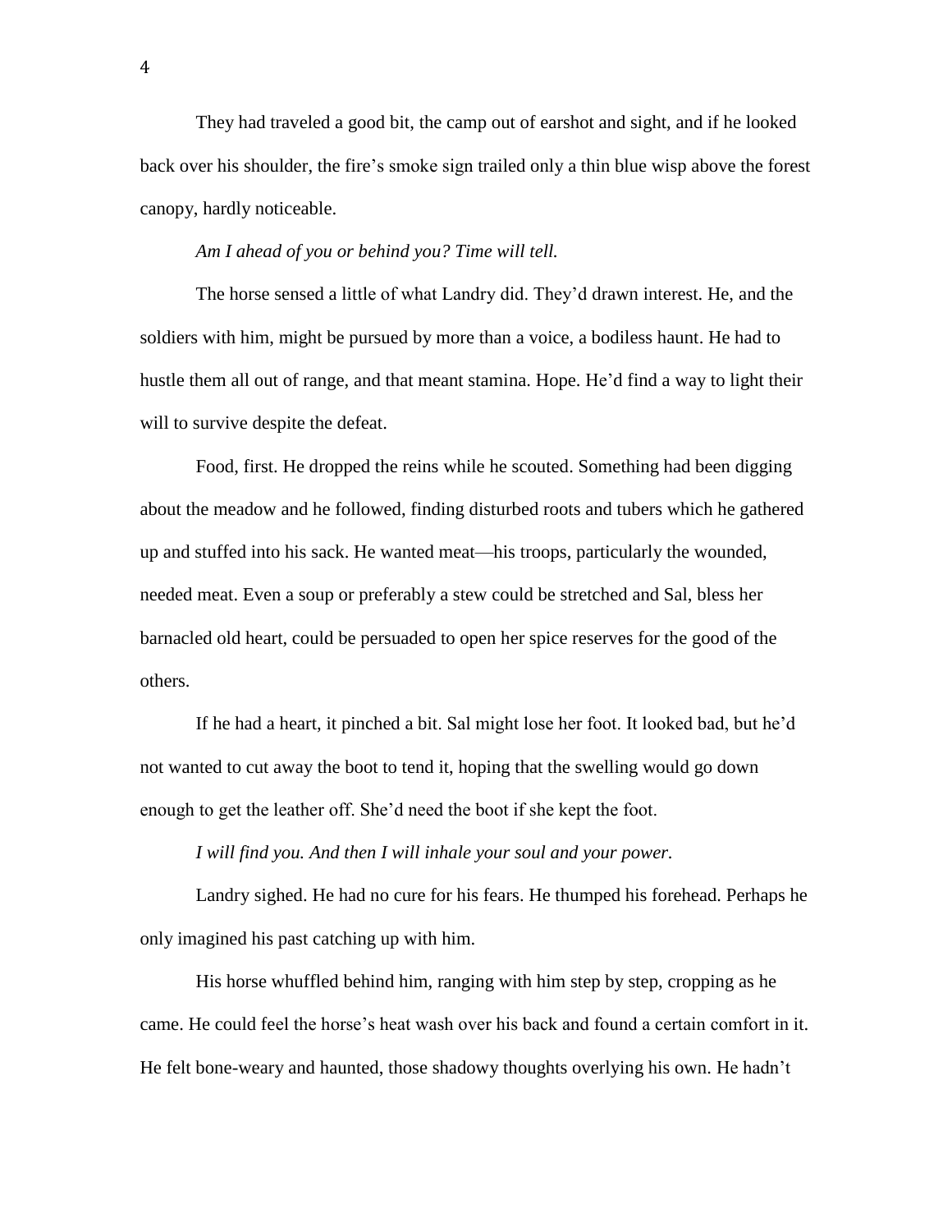They had traveled a good bit, the camp out of earshot and sight, and if he looked back over his shoulder, the fire's smoke sign trailed only a thin blue wisp above the forest canopy, hardly noticeable.

*Am I ahead of you or behind you? Time will tell.*

The horse sensed a little of what Landry did. They'd drawn interest. He, and the soldiers with him, might be pursued by more than a voice, a bodiless haunt. He had to hustle them all out of range, and that meant stamina. Hope. He'd find a way to light their will to survive despite the defeat.

Food, first. He dropped the reins while he scouted. Something had been digging about the meadow and he followed, finding disturbed roots and tubers which he gathered up and stuffed into his sack. He wanted meat—his troops, particularly the wounded, needed meat. Even a soup or preferably a stew could be stretched and Sal, bless her barnacled old heart, could be persuaded to open her spice reserves for the good of the others.

If he had a heart, it pinched a bit. Sal might lose her foot. It looked bad, but he'd not wanted to cut away the boot to tend it, hoping that the swelling would go down enough to get the leather off. She'd need the boot if she kept the foot.

*I will find you. And then I will inhale your soul and your power.*

Landry sighed. He had no cure for his fears. He thumped his forehead. Perhaps he only imagined his past catching up with him.

His horse whuffled behind him, ranging with him step by step, cropping as he came. He could feel the horse's heat wash over his back and found a certain comfort in it. He felt bone-weary and haunted, those shadowy thoughts overlying his own. He hadn't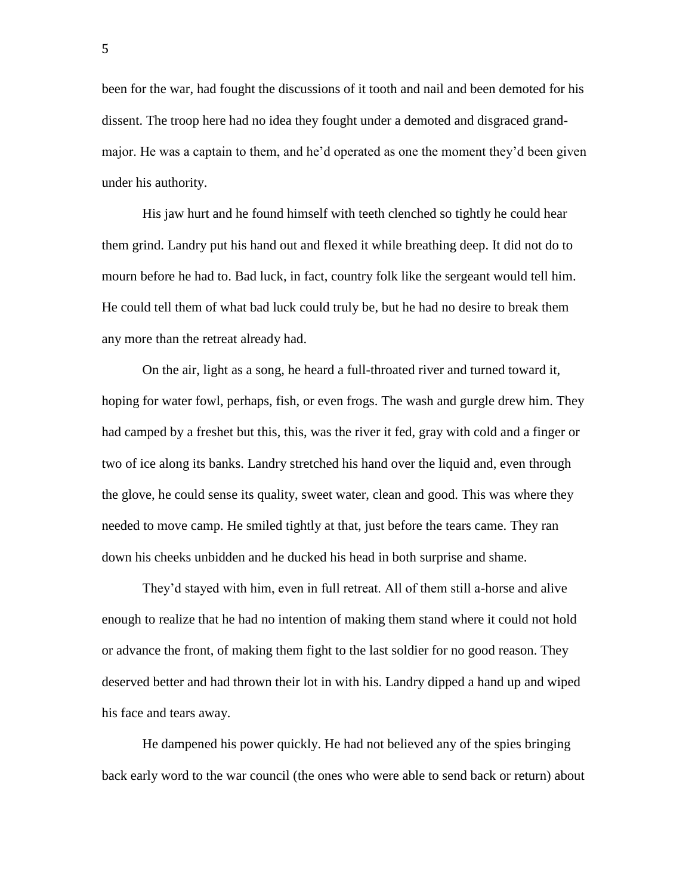been for the war, had fought the discussions of it tooth and nail and been demoted for his dissent. The troop here had no idea they fought under a demoted and disgraced grand-major. He was a captain to them, and he'd operated as one the moment they'd been given under his authority.

His jaw hurt and he found himself with teeth clenched so tightly he could hear them grind. Landry put his hand out and flexed it while breathing deep. It did not do to mourn before he had to. Bad luck, in fact, country folk like the sergeant would tell him. He could tell them of what bad luck could truly be, but he had no desire to break them any more than the retreat already had.

On the air, light as a song, he heard a full-throated river and turned toward it, hoping for water fowl, perhaps, fish, or even frogs. The wash and gurgle drew him. They had camped by a freshet but this, this, was the river it fed, gray with cold and a finger or two of ice along its banks. Landry stretched his hand over the liquid and, even through the glove, he could sense its quality, sweet water, clean and good. This was where they needed to move camp. He smiled tightly at that, just before the tears came. They ran down his cheeks unbidden and he ducked his head in both surprise and shame.

They'd stayed with him, even in full retreat. All of them still a-horse and alive enough to realize that he had no intention of making them stand where it could not hold or advance the front, of making them fight to the last soldier for no good reason. They deserved better and had thrown their lot in with his. Landry dipped a hand up and wiped his face and tears away.

He dampened his power quickly. He had not believed any of the spies bringing back early word to the war council (the ones who were able to send back or return) about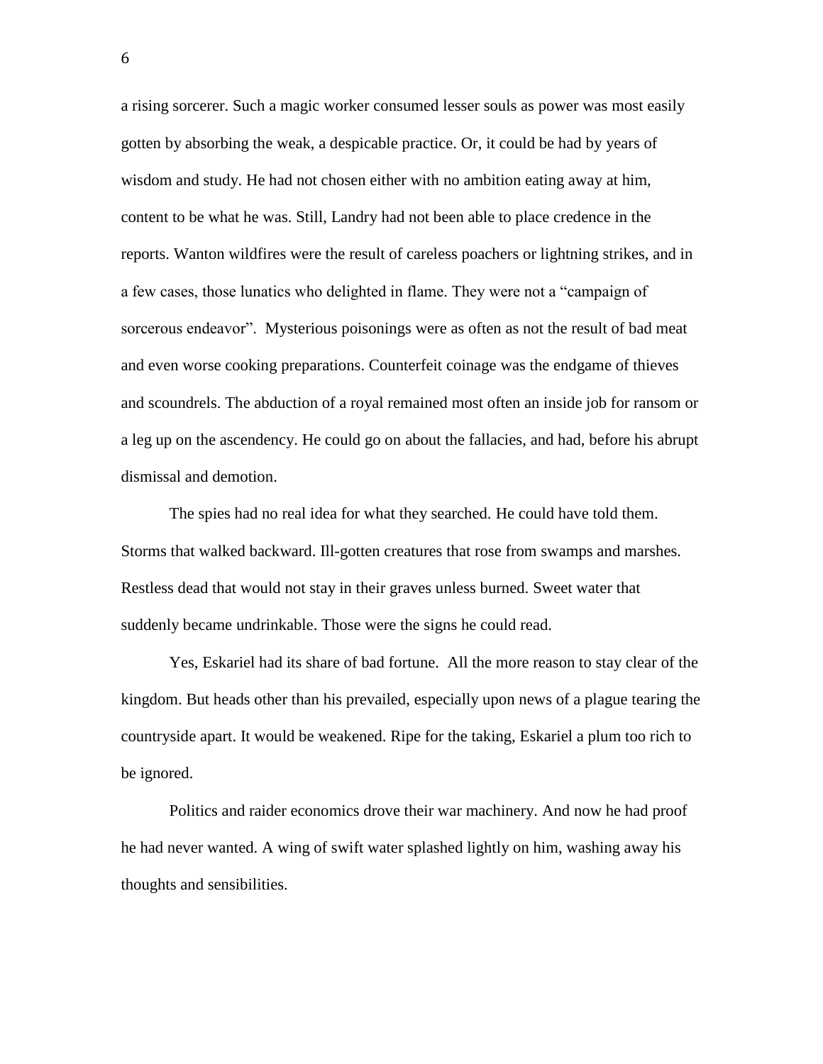a rising sorcerer. Such a magic worker consumed lesser souls as power was most easily gotten by absorbing the weak, a despicable practice. Or, it could be had by years of wisdom and study. He had not chosen either with no ambition eating away at him, content to be what he was. Still, Landry had not been able to place credence in the reports. Wanton wildfires were the result of careless poachers or lightning strikes, and in a few cases, those lunatics who delighted in flame. They were not a "campaign of sorcerous endeavor". Mysterious poisonings were as often as not the result of bad meat and even worse cooking preparations. Counterfeit coinage was the endgame of thieves and scoundrels. The abduction of a royal remained most often an inside job for ransom or a leg up on the ascendency. He could go on about the fallacies, and had, before his abrupt dismissal and demotion.

The spies had no real idea for what they searched. He could have told them. Storms that walked backward. Ill-gotten creatures that rose from swamps and marshes. Restless dead that would not stay in their graves unless burned. Sweet water that suddenly became undrinkable. Those were the signs he could read.

Yes, Eskariel had its share of bad fortune. All the more reason to stay clear of the kingdom. But heads other than his prevailed, especially upon news of a plague tearing the countryside apart. It would be weakened. Ripe for the taking, Eskariel a plum too rich to be ignored.

Politics and raider economics drove their war machinery. And now he had proof he had never wanted. A wing of swift water splashed lightly on him, washing away his thoughts and sensibilities.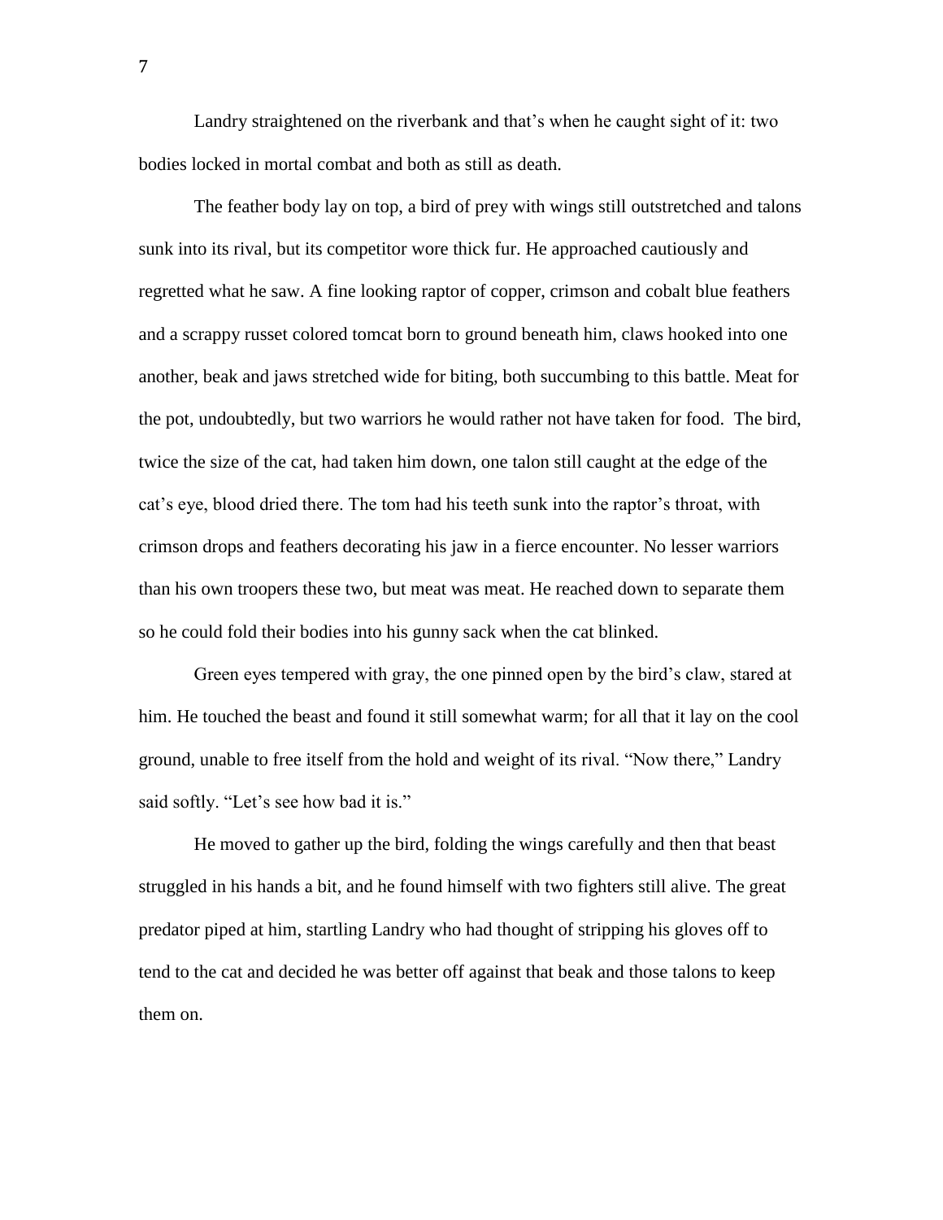Landry straightened on the riverbank and that's when he caught sight of it: two bodies locked in mortal combat and both as still as death.

The feather body lay on top, a bird of prey with wings still outstretched and talons sunk into its rival, but its competitor wore thick fur. He approached cautiously and regretted what he saw. A fine looking raptor of copper, crimson and cobalt blue feathers and a scrappy russet colored tomcat born to ground beneath him, claws hooked into one another, beak and jaws stretched wide for biting, both succumbing to this battle. Meat for the pot, undoubtedly, but two warriors he would rather not have taken for food. The bird, twice the size of the cat, had taken him down, one talon still caught at the edge of the cat's eye, blood dried there. The tom had his teeth sunk into the raptor's throat, with crimson drops and feathers decorating his jaw in a fierce encounter. No lesser warriors than his own troopers these two, but meat was meat. He reached down to separate them so he could fold their bodies into his gunny sack when the cat blinked.

Green eyes tempered with gray, the one pinned open by the bird's claw, stared at him. He touched the beast and found it still somewhat warm; for all that it lay on the cool ground, unable to free itself from the hold and weight of its rival. "Now there," Landry said softly. "Let's see how bad it is."

He moved to gather up the bird, folding the wings carefully and then that beast struggled in his hands a bit, and he found himself with two fighters still alive. The great predator piped at him, startling Landry who had thought of stripping his gloves off to tend to the cat and decided he was better off against that beak and those talons to keep them on.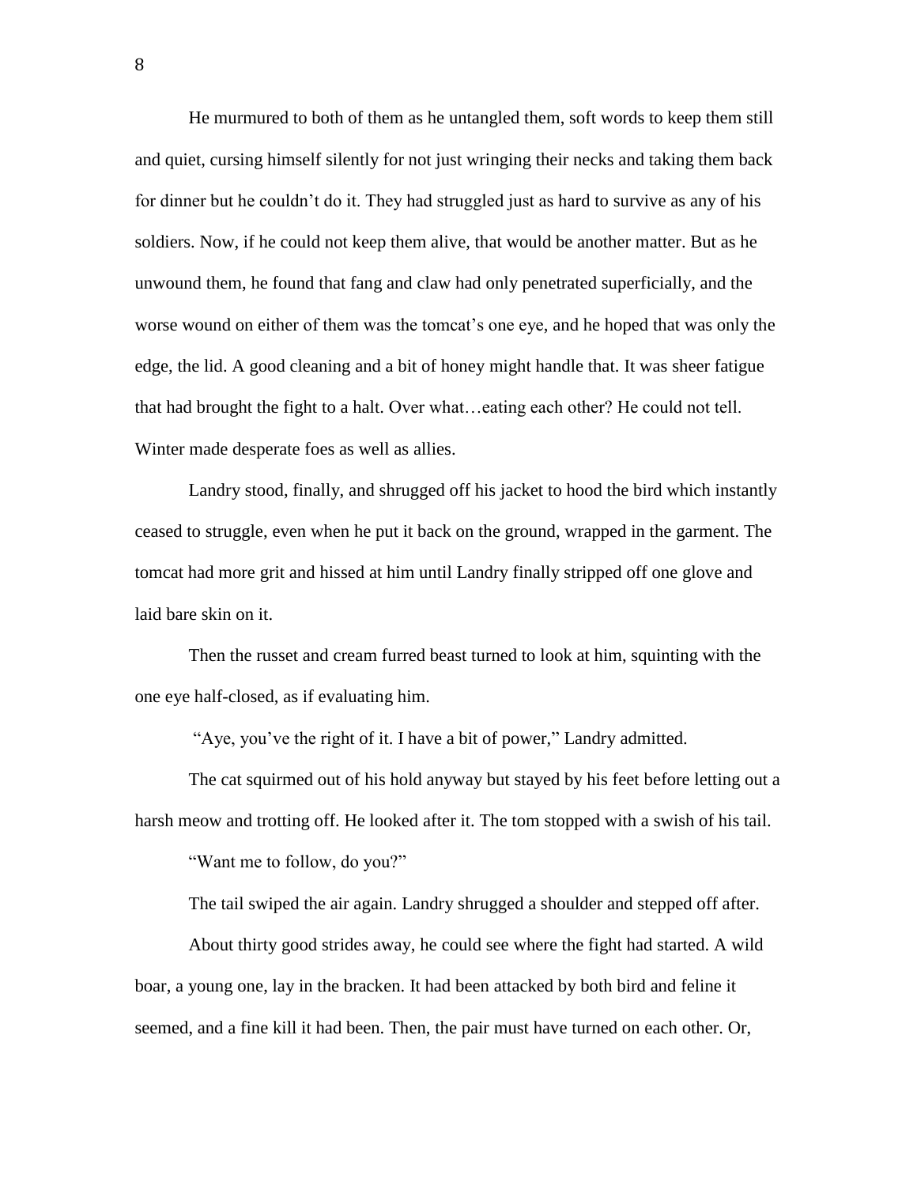He murmured to both of them as he untangled them, soft words to keep them still and quiet, cursing himself silently for not just wringing their necks and taking them back for dinner but he couldn't do it. They had struggled just as hard to survive as any of his soldiers. Now, if he could not keep them alive, that would be another matter. But as he unwound them, he found that fang and claw had only penetrated superficially, and the worse wound on either of them was the tomcat's one eye, and he hoped that was only the edge, the lid. A good cleaning and a bit of honey might handle that. It was sheer fatigue that had brought the fight to a halt. Over what…eating each other? He could not tell. Winter made desperate foes as well as allies.

Landry stood, finally, and shrugged off his jacket to hood the bird which instantly ceased to struggle, even when he put it back on the ground, wrapped in the garment. The tomcat had more grit and hissed at him until Landry finally stripped off one glove and laid bare skin on it.

Then the russet and cream furred beast turned to look at him, squinting with the one eye half-closed, as if evaluating him.

"Aye, you've the right of it. I have a bit of power," Landry admitted.

The cat squirmed out of his hold anyway but stayed by his feet before letting out a harsh meow and trotting off. He looked after it. The tom stopped with a swish of his tail.

"Want me to follow, do you?"

The tail swiped the air again. Landry shrugged a shoulder and stepped off after.

About thirty good strides away, he could see where the fight had started. A wild boar, a young one, lay in the bracken. It had been attacked by both bird and feline it seemed, and a fine kill it had been. Then, the pair must have turned on each other. Or,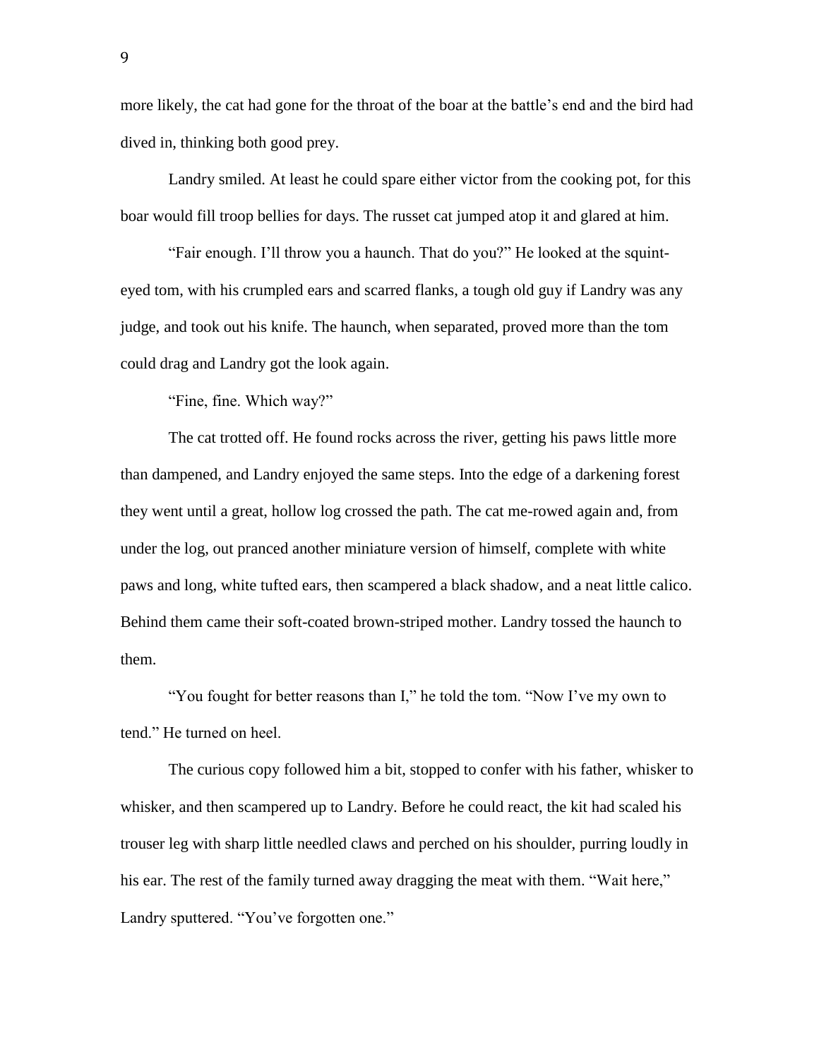more likely, the cat had gone for the throat of the boar at the battle's end and the bird had dived in, thinking both good prey.

Landry smiled. At least he could spare either victor from the cooking pot, for this boar would fill troop bellies for days. The russet cat jumped atop it and glared at him.

"Fair enough. I'll throw you a haunch. That do you?" He looked at the squint-eyed tom, with his crumpled ears and scarred flanks, a tough old guy if Landry was any judge, and took out his knife. The haunch, when separated, proved more than the tom could drag and Landry got the look again.

"Fine, fine. Which way?"

The cat trotted off. He found rocks across the river, getting his paws little more than dampened, and Landry enjoyed the same steps. Into the edge of a darkening forest they went until a great, hollow log crossed the path. The cat me-rowed again and, from under the log, out pranced another miniature version of himself, complete with white paws and long, white tufted ears, then scampered a black shadow, and a neat little calico. Behind them came their soft-coated brown-striped mother. Landry tossed the haunch to them.

"You fought for better reasons than I," he told the tom. "Now I've my own to tend." He turned on heel.

The curious copy followed him a bit, stopped to confer with his father, whisker to whisker, and then scampered up to Landry. Before he could react, the kit had scaled his trouser leg with sharp little needled claws and perched on his shoulder, purring loudly in his ear. The rest of the family turned away dragging the meat with them. "Wait here," Landry sputtered. "You've forgotten one."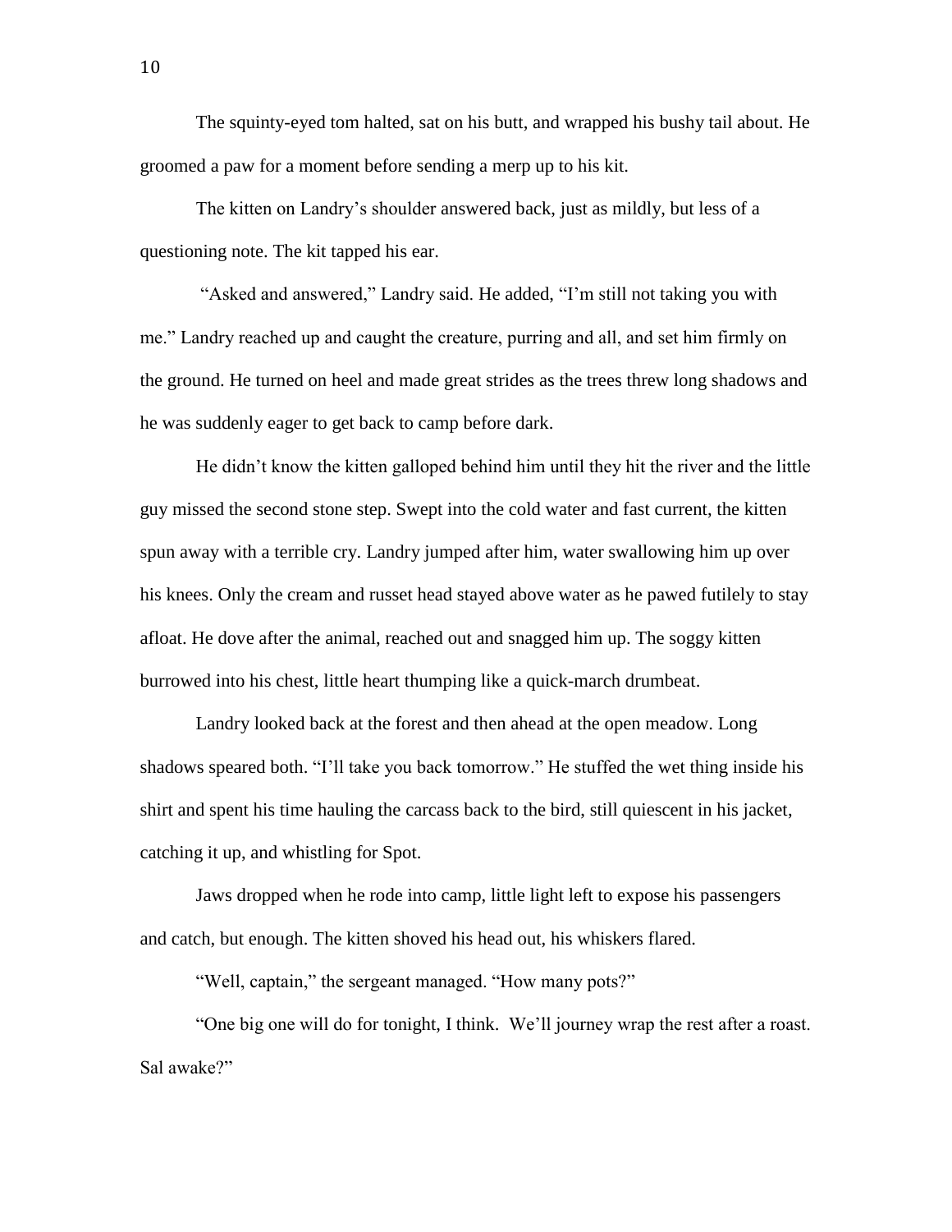The squinty-eyed tom halted, sat on his butt, and wrapped his bushy tail about. He groomed a paw for a moment before sending a merp up to his kit.

The kitten on Landry's shoulder answered back, just as mildly, but less of a questioning note. The kit tapped his ear.

"Asked and answered," Landry said. He added, "I'm still not taking you with me." Landry reached up and caught the creature, purring and all, and set him firmly on the ground. He turned on heel and made great strides as the trees threw long shadows and he was suddenly eager to get back to camp before dark.

He didn't know the kitten galloped behind him until they hit the river and the little guy missed the second stone step. Swept into the cold water and fast current, the kitten spun away with a terrible cry. Landry jumped after him, water swallowing him up over his knees. Only the cream and russet head stayed above water as he pawed futilely to stay afloat. He dove after the animal, reached out and snagged him up. The soggy kitten burrowed into his chest, little heart thumping like a quick-march drumbeat.

Landry looked back at the forest and then ahead at the open meadow. Long shadows speared both. "I'll take you back tomorrow." He stuffed the wet thing inside his shirt and spent his time hauling the carcass back to the bird, still quiescent in his jacket, catching it up, and whistling for Spot.

Jaws dropped when he rode into camp, little light left to expose his passengers and catch, but enough. The kitten shoved his head out, his whiskers flared.

"Well, captain," the sergeant managed. "How many pots?"

"One big one will do for tonight, I think. We'll journey wrap the rest after a roast. Sal awake?"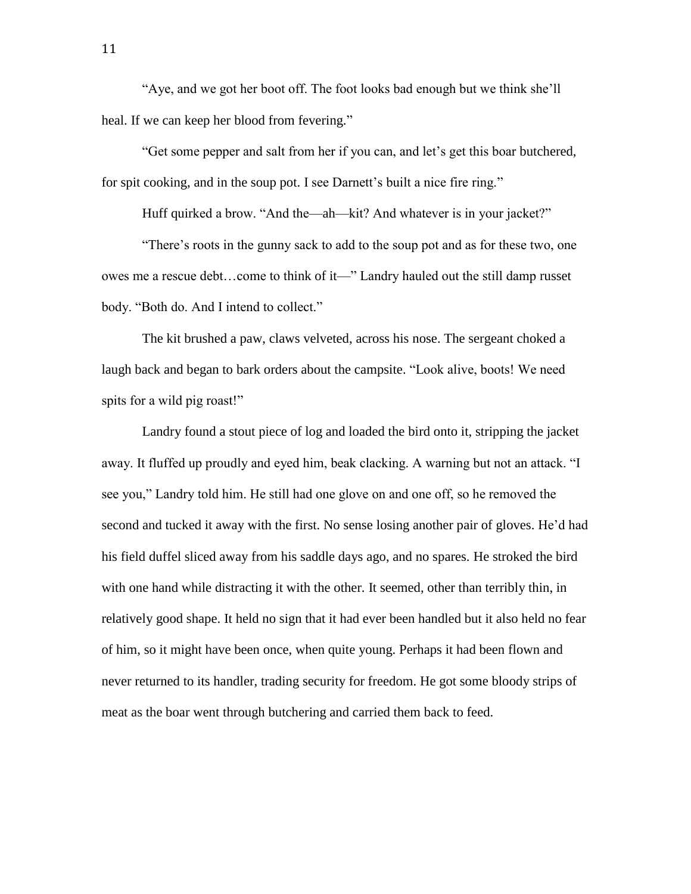"Aye, and we got her boot off. The foot looks bad enough but we think she'll heal. If we can keep her blood from fevering."

"Get some pepper and salt from her if you can, and let's get this boar butchered, for spit cooking, and in the soup pot. I see Darnett's built a nice fire ring."

Huff quirked a brow. "And the—ah—kit? And whatever is in your jacket?"

"There's roots in the gunny sack to add to the soup pot and as for these two, one owes me a rescue debt…come to think of it—" Landry hauled out the still damp russet body. "Both do. And I intend to collect."

The kit brushed a paw, claws velveted, across his nose. The sergeant choked a laugh back and began to bark orders about the campsite. "Look alive, boots! We need spits for a wild pig roast!"

Landry found a stout piece of log and loaded the bird onto it, stripping the jacket away. It fluffed up proudly and eyed him, beak clacking. A warning but not an attack. "I see you," Landry told him. He still had one glove on and one off, so he removed the second and tucked it away with the first. No sense losing another pair of gloves. He'd had his field duffel sliced away from his saddle days ago, and no spares. He stroked the bird with one hand while distracting it with the other. It seemed, other than terribly thin, in relatively good shape. It held no sign that it had ever been handled but it also held no fear of him, so it might have been once, when quite young. Perhaps it had been flown and never returned to its handler, trading security for freedom. He got some bloody strips of meat as the boar went through butchering and carried them back to feed.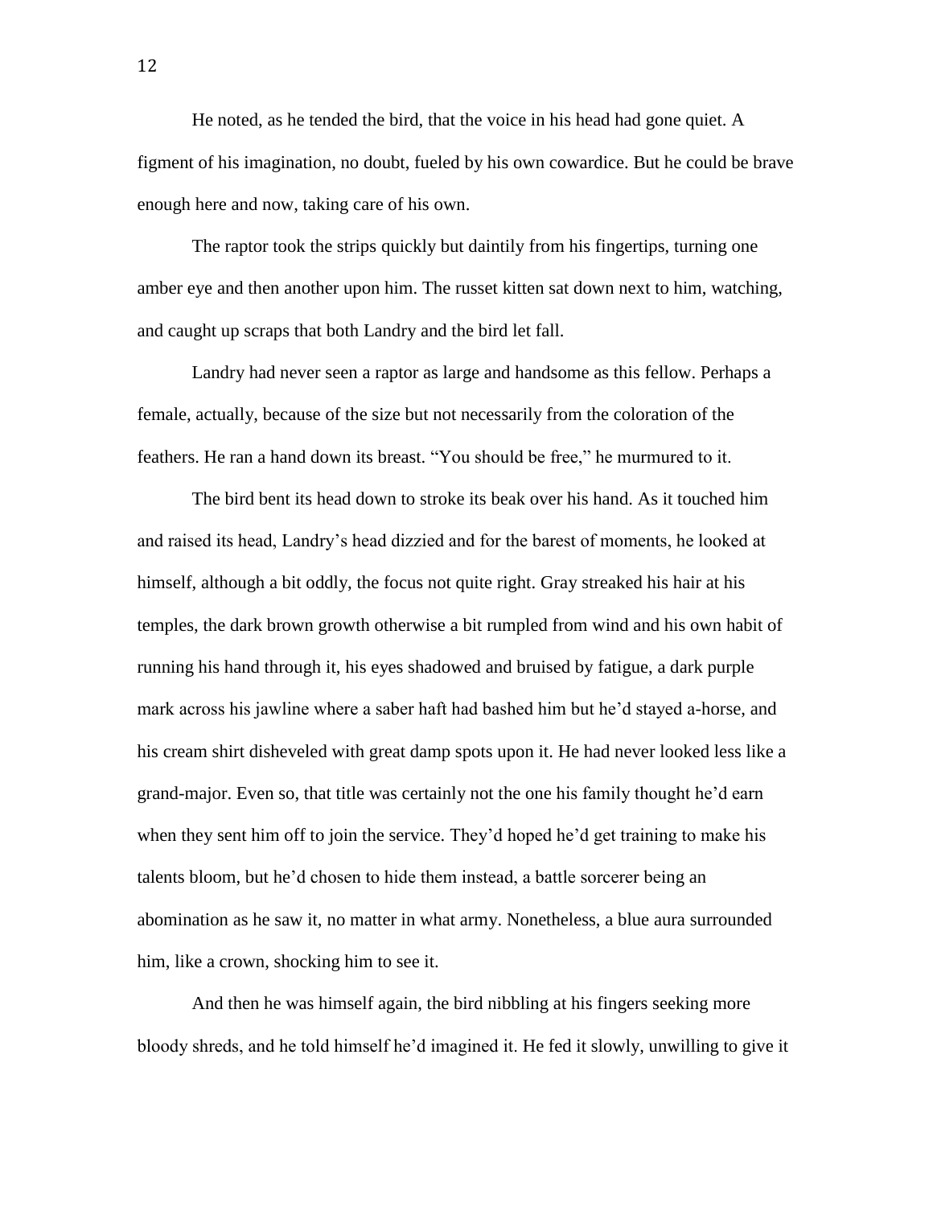He noted, as he tended the bird, that the voice in his head had gone quiet. A figment of his imagination, no doubt, fueled by his own cowardice. But he could be brave enough here and now, taking care of his own.

The raptor took the strips quickly but daintily from his fingertips, turning one amber eye and then another upon him. The russet kitten sat down next to him, watching, and caught up scraps that both Landry and the bird let fall.

Landry had never seen a raptor as large and handsome as this fellow. Perhaps a female, actually, because of the size but not necessarily from the coloration of the feathers. He ran a hand down its breast. "You should be free," he murmured to it.

The bird bent its head down to stroke its beak over his hand. As it touched him and raised its head, Landry's head dizzied and for the barest of moments, he looked at himself, although a bit oddly, the focus not quite right. Gray streaked his hair at his temples, the dark brown growth otherwise a bit rumpled from wind and his own habit of running his hand through it, his eyes shadowed and bruised by fatigue, a dark purple mark across his jawline where a saber haft had bashed him but he'd stayed a-horse, and his cream shirt disheveled with great damp spots upon it. He had never looked less like a grand-major. Even so, that title was certainly not the one his family thought he'd earn when they sent him off to join the service. They'd hoped he'd get training to make his talents bloom, but he'd chosen to hide them instead, a battle sorcerer being an abomination as he saw it, no matter in what army. Nonetheless, a blue aura surrounded him, like a crown, shocking him to see it.

And then he was himself again, the bird nibbling at his fingers seeking more bloody shreds, and he told himself he'd imagined it. He fed it slowly, unwilling to give it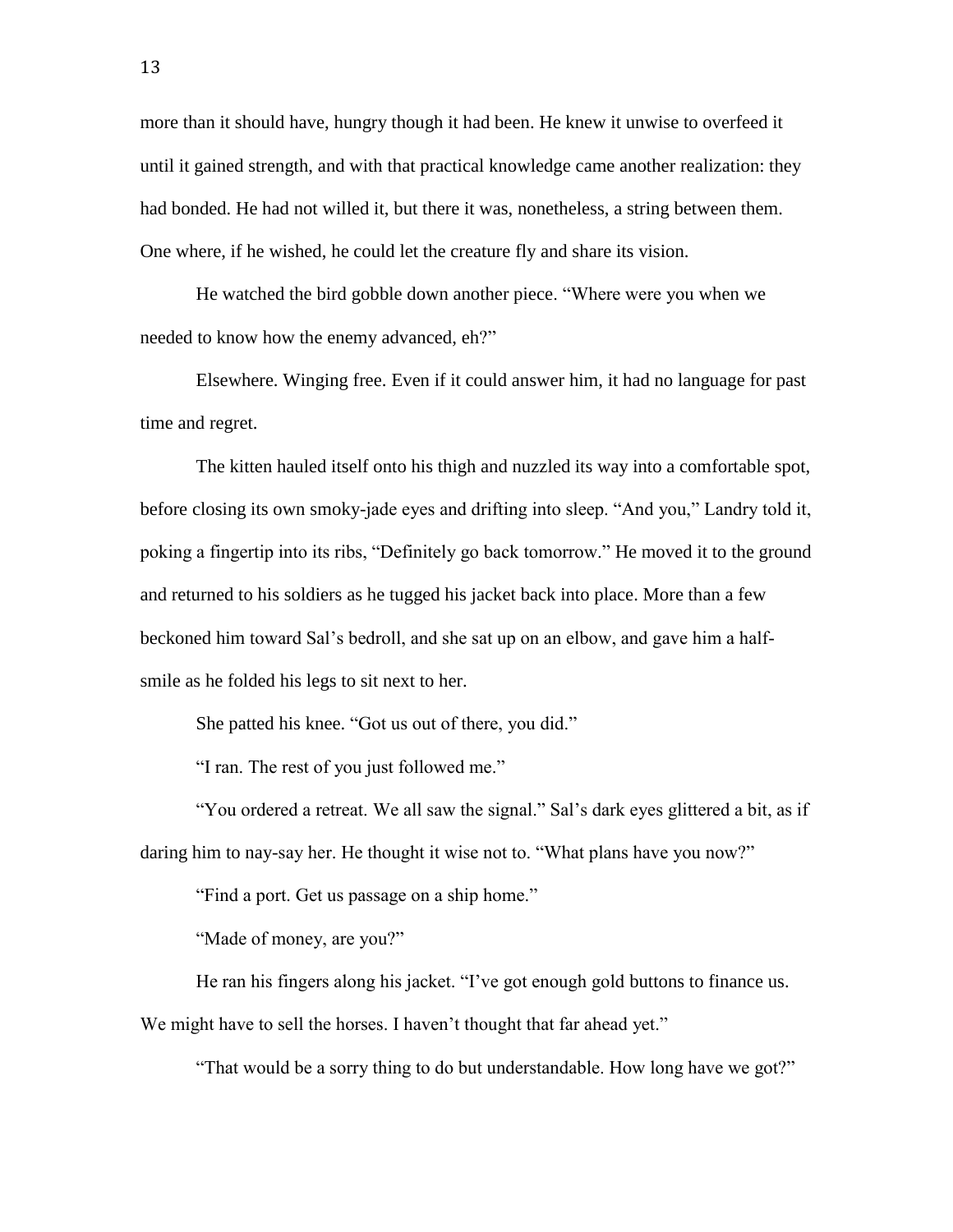more than it should have, hungry though it had been. He knew it unwise to overfeed it until it gained strength, and with that practical knowledge came another realization: they had bonded. He had not willed it, but there it was, nonetheless, a string between them. One where, if he wished, he could let the creature fly and share its vision.

He watched the bird gobble down another piece. "Where were you when we needed to know how the enemy advanced, eh?"

Elsewhere. Winging free. Even if it could answer him, it had no language for past time and regret.

The kitten hauled itself onto his thigh and nuzzled its way into a comfortable spot, before closing its own smoky-jade eyes and drifting into sleep. "And you," Landry told it, poking a fingertip into its ribs, "Definitely go back tomorrow." He moved it to the ground and returned to his soldiers as he tugged his jacket back into place. More than a few beckoned him toward Sal's bedroll, and she sat up on an elbow, and gave him a half-smile as he folded his legs to sit next to her.

She patted his knee. "Got us out of there, you did."

"I ran. The rest of you just followed me."

"You ordered a retreat. We all saw the signal." Sal's dark eyes glittered a bit, as if daring him to nay-say her. He thought it wise not to. "What plans have you now?"

"Find a port. Get us passage on a ship home."

"Made of money, are you?"

He ran his fingers along his jacket. "I've got enough gold buttons to finance us. We might have to sell the horses. I haven't thought that far ahead yet."

"That would be a sorry thing to do but understandable. How long have we got?"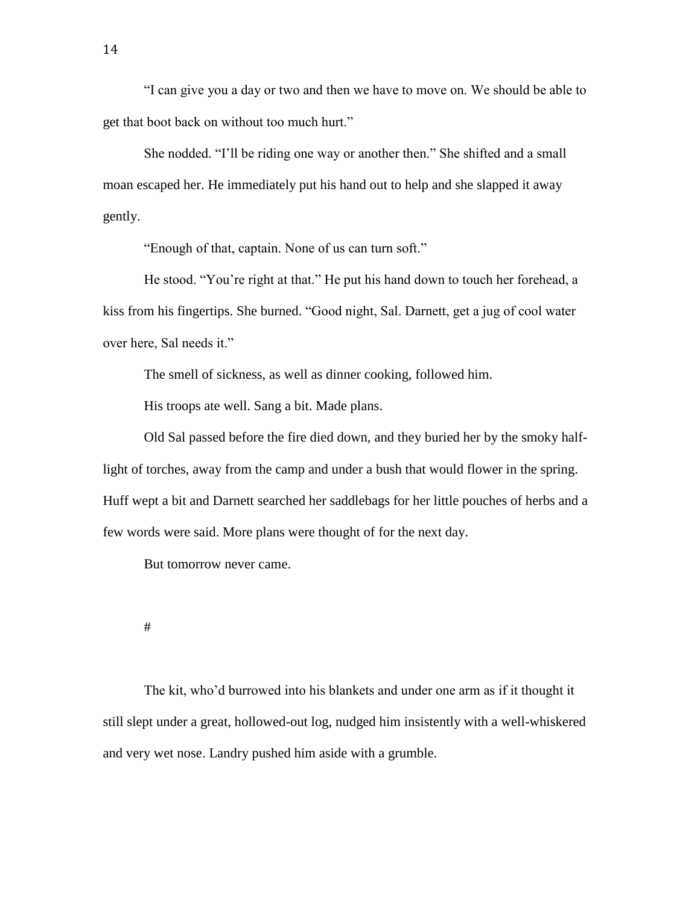"I can give you a day or two and then we have to move on. We should be able to get that boot back on without too much hurt."

She nodded. "I'll be riding one way or another then." She shifted and a small moan escaped her. He immediately put his hand out to help and she slapped it away gently.

"Enough of that, captain. None of us can turn soft."

He stood. "You're right at that." He put his hand down to touch her forehead, a kiss from his fingertips. She burned. "Good night, Sal. Darnett, get a jug of cool water over here, Sal needs it."

The smell of sickness, as well as dinner cooking, followed him.

His troops ate well. Sang a bit. Made plans.

Old Sal passed before the fire died down, and they buried her by the smoky half-light of torches, away from the camp and under a bush that would flower in the spring. Huff wept a bit and Darnett searched her saddlebags for her little pouches of herbs and a few words were said. More plans were thought of for the next day.

But tomorrow never came.

#

The kit, who'd burrowed into his blankets and under one arm as if it thought it still slept under a great, hollowed-out log, nudged him insistently with a well-whiskered and very wet nose. Landry pushed him aside with a grumble.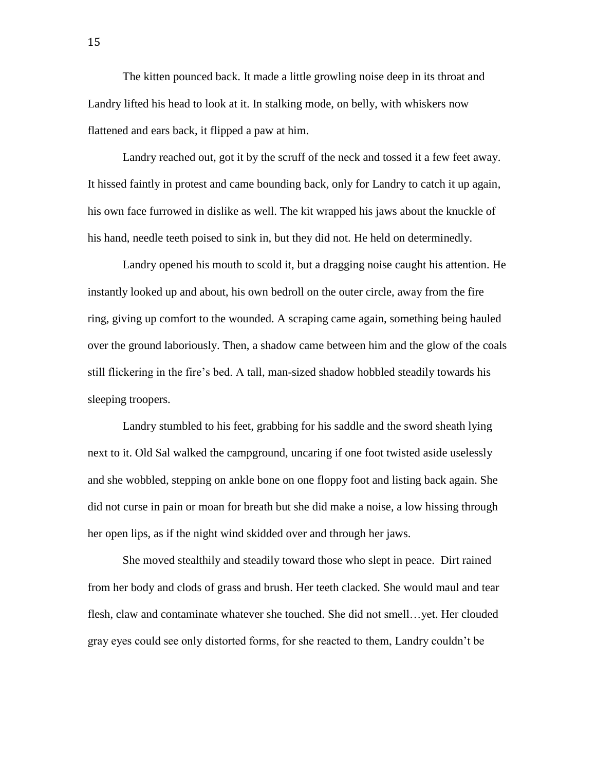The kitten pounced back. It made a little growling noise deep in its throat and Landry lifted his head to look at it. In stalking mode, on belly, with whiskers now flattened and ears back, it flipped a paw at him.

Landry reached out, got it by the scruff of the neck and tossed it a few feet away. It hissed faintly in protest and came bounding back, only for Landry to catch it up again, his own face furrowed in dislike as well. The kit wrapped his jaws about the knuckle of his hand, needle teeth poised to sink in, but they did not. He held on determinedly.

Landry opened his mouth to scold it, but a dragging noise caught his attention. He instantly looked up and about, his own bedroll on the outer circle, away from the fire ring, giving up comfort to the wounded. A scraping came again, something being hauled over the ground laboriously. Then, a shadow came between him and the glow of the coals still flickering in the fire's bed. A tall, man-sized shadow hobbled steadily towards his sleeping troopers.

Landry stumbled to his feet, grabbing for his saddle and the sword sheath lying next to it. Old Sal walked the campground, uncaring if one foot twisted aside uselessly and she wobbled, stepping on ankle bone on one floppy foot and listing back again. She did not curse in pain or moan for breath but she did make a noise, a low hissing through her open lips, as if the night wind skidded over and through her jaws.

She moved stealthily and steadily toward those who slept in peace. Dirt rained from her body and clods of grass and brush. Her teeth clacked. She would maul and tear flesh, claw and contaminate whatever she touched. She did not smell…yet. Her clouded gray eyes could see only distorted forms, for she reacted to them, Landry couldn't be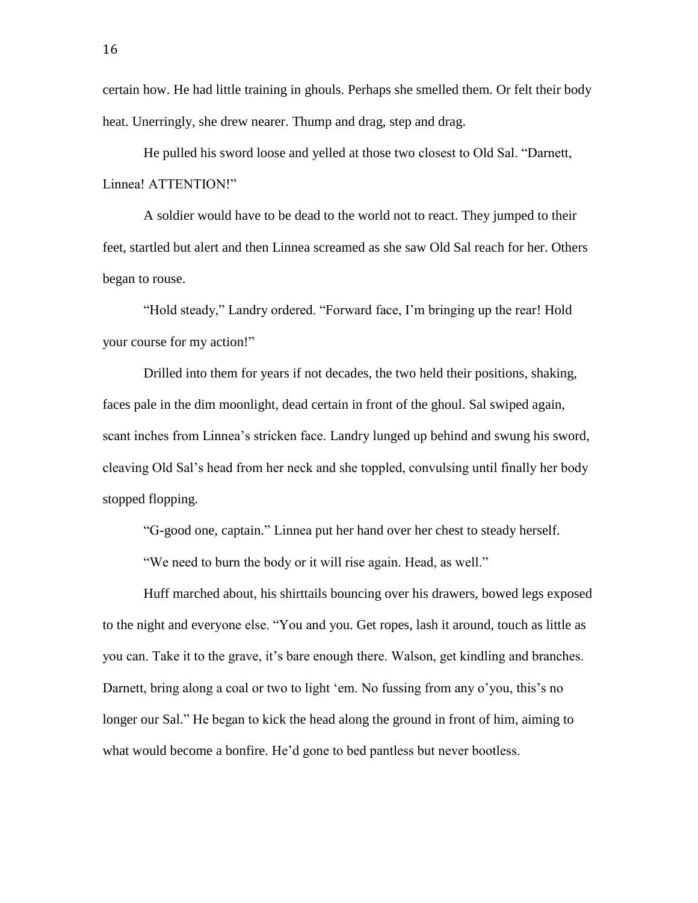certain how. He had little training in ghouls. Perhaps she smelled them. Or felt their body heat. Unerringly, she drew nearer. Thump and drag, step and drag.

He pulled his sword loose and yelled at those two closest to Old Sal. "Darnett, Linnea! ATTENTION!"

A soldier would have to be dead to the world not to react. They jumped to their feet, startled but alert and then Linnea screamed as she saw Old Sal reach for her. Others began to rouse.

"Hold steady," Landry ordered. "Forward face, I'm bringing up the rear! Hold your course for my action!"

Drilled into them for years if not decades, the two held their positions, shaking, faces pale in the dim moonlight, dead certain in front of the ghoul. Sal swiped again, scant inches from Linnea's stricken face. Landry lunged up behind and swung his sword, cleaving Old Sal's head from her neck and she toppled, convulsing until finally her body stopped flopping.

"G-good one, captain." Linnea put her hand over her chest to steady herself.

"We need to burn the body or it will rise again. Head, as well."

Huff marched about, his shirttails bouncing over his drawers, bowed legs exposed to the night and everyone else. "You and you. Get ropes, lash it around, touch as little as you can. Take it to the grave, it's bare enough there. Walson, get kindling and branches. Darnett, bring along a coal or two to light 'em. No fussing from any o'you, this's no longer our Sal." He began to kick the head along the ground in front of him, aiming to what would become a bonfire. He'd gone to bed pantless but never bootless.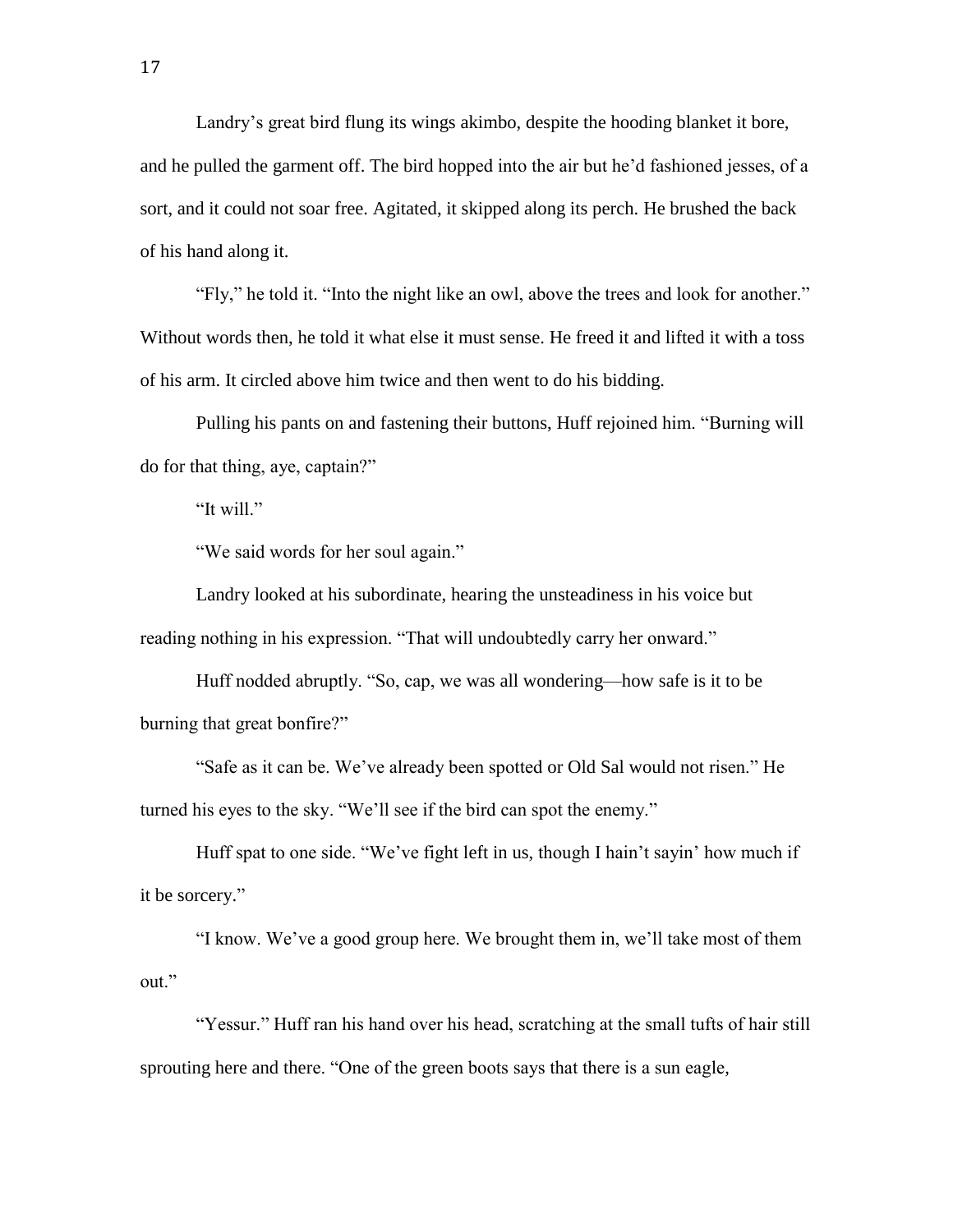Landry's great bird flung its wings akimbo, despite the hooding blanket it bore, and he pulled the garment off. The bird hopped into the air but he'd fashioned jesses, of a sort, and it could not soar free. Agitated, it skipped along its perch. He brushed the back of his hand along it.

"Fly," he told it. "Into the night like an owl, above the trees and look for another." Without words then, he told it what else it must sense. He freed it and lifted it with a toss of his arm. It circled above him twice and then went to do his bidding.

Pulling his pants on and fastening their buttons, Huff rejoined him. "Burning will do for that thing, aye, captain?"

"It will."

"We said words for her soul again."

Landry looked at his subordinate, hearing the unsteadiness in his voice but reading nothing in his expression. "That will undoubtedly carry her onward."

Huff nodded abruptly. "So, cap, we was all wondering—how safe is it to be burning that great bonfire?"

"Safe as it can be. We've already been spotted or Old Sal would not risen." He turned his eyes to the sky. "We'll see if the bird can spot the enemy."

Huff spat to one side. "We've fight left in us, though I hain't sayin' how much if it be sorcery."

"I know. We've a good group here. We brought them in, we'll take most of them out."

"Yessur." Huff ran his hand over his head, scratching at the small tufts of hair still sprouting here and there. "One of the green boots says that there is a sun eagle,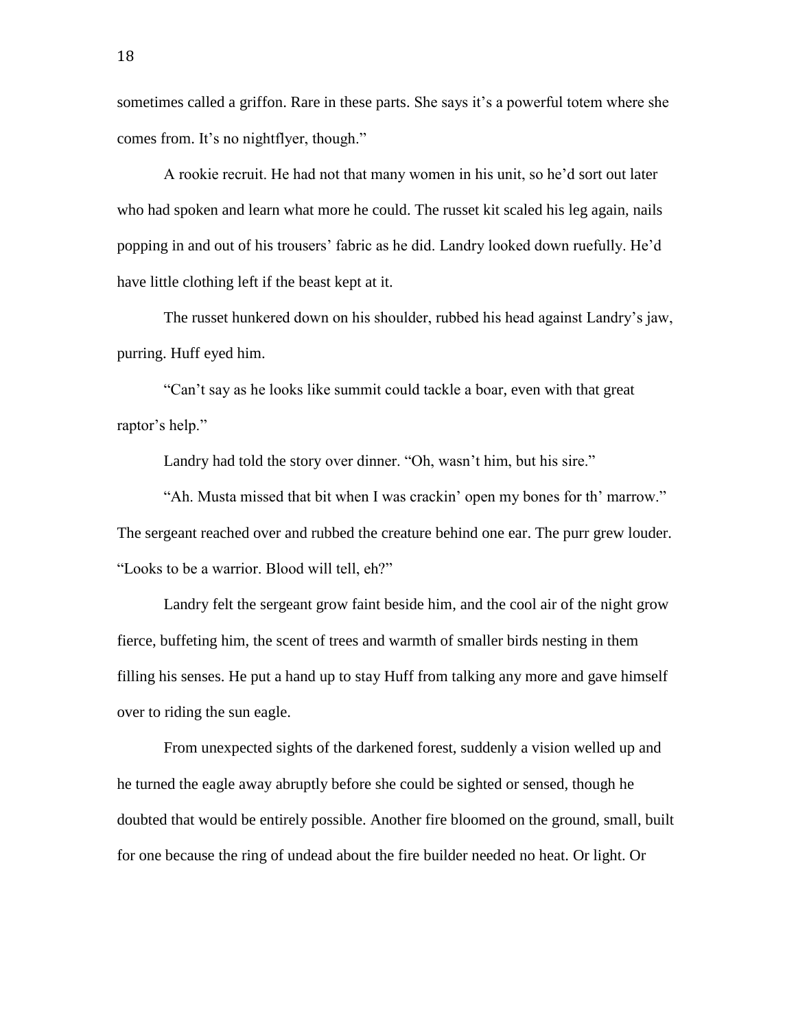sometimes called a griffon. Rare in these parts. She says it's a powerful totem where she comes from. It's no nightflyer, though."

A rookie recruit. He had not that many women in his unit, so he'd sort out later who had spoken and learn what more he could. The russet kit scaled his leg again, nails popping in and out of his trousers' fabric as he did. Landry looked down ruefully. He'd have little clothing left if the beast kept at it.

The russet hunkered down on his shoulder, rubbed his head against Landry's jaw, purring. Huff eyed him.

"Can't say as he looks like summit could tackle a boar, even with that great raptor's help."

Landry had told the story over dinner. "Oh, wasn't him, but his sire."

"Ah. Musta missed that bit when I was crackin' open my bones for th' marrow." The sergeant reached over and rubbed the creature behind one ear. The purr grew louder. "Looks to be a warrior. Blood will tell, eh?"

Landry felt the sergeant grow faint beside him, and the cool air of the night grow fierce, buffeting him, the scent of trees and warmth of smaller birds nesting in them filling his senses. He put a hand up to stay Huff from talking any more and gave himself over to riding the sun eagle.

From unexpected sights of the darkened forest, suddenly a vision welled up and he turned the eagle away abruptly before she could be sighted or sensed, though he doubted that would be entirely possible. Another fire bloomed on the ground, small, built for one because the ring of undead about the fire builder needed no heat. Or light. Or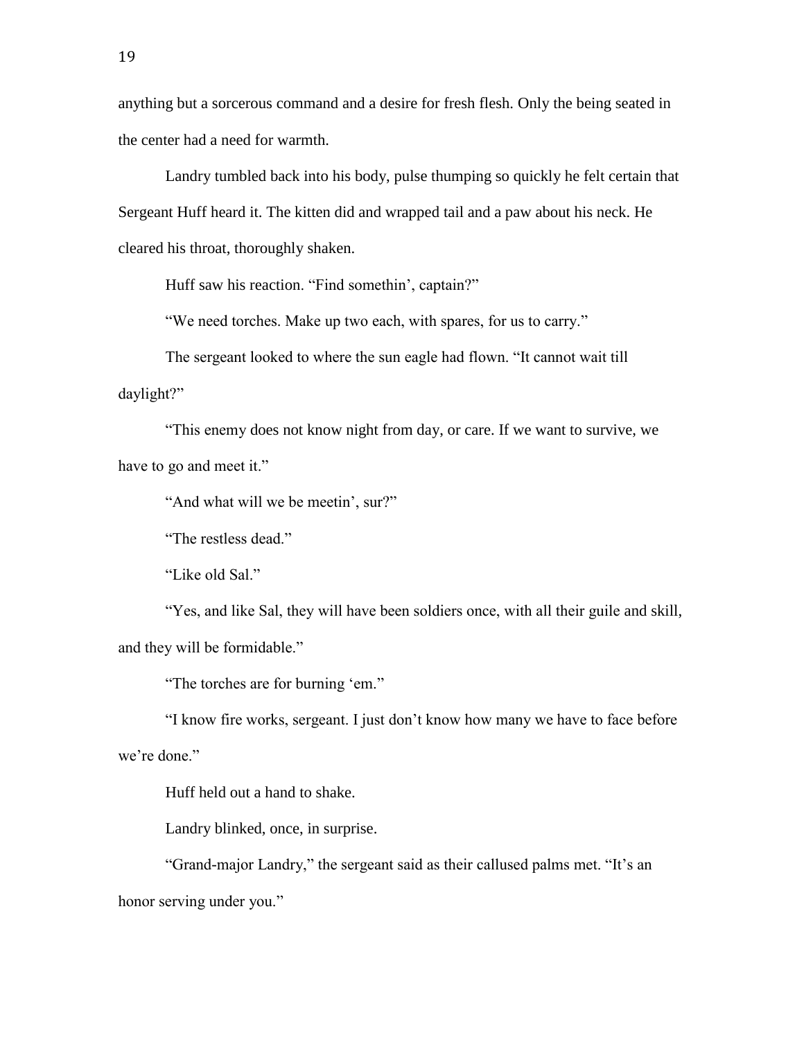anything but a sorcerous command and a desire for fresh flesh. Only the being seated in the center had a need for warmth.

Landry tumbled back into his body, pulse thumping so quickly he felt certain that Sergeant Huff heard it. The kitten did and wrapped tail and a paw about his neck. He cleared his throat, thoroughly shaken.

Huff saw his reaction. "Find somethin', captain?"

"We need torches. Make up two each, with spares, for us to carry."

The sergeant looked to where the sun eagle had flown. "It cannot wait till daylight?"

"This enemy does not know night from day, or care. If we want to survive, we have to go and meet it."

"And what will we be meetin', sur?"

"The restless dead."

"Like old Sal."

"Yes, and like Sal, they will have been soldiers once, with all their guile and skill, and they will be formidable."

"The torches are for burning 'em."

"I know fire works, sergeant. I just don't know how many we have to face before we're done."

Huff held out a hand to shake.

Landry blinked, once, in surprise.

"Grand-major Landry," the sergeant said as their callused palms met. "It's an honor serving under you."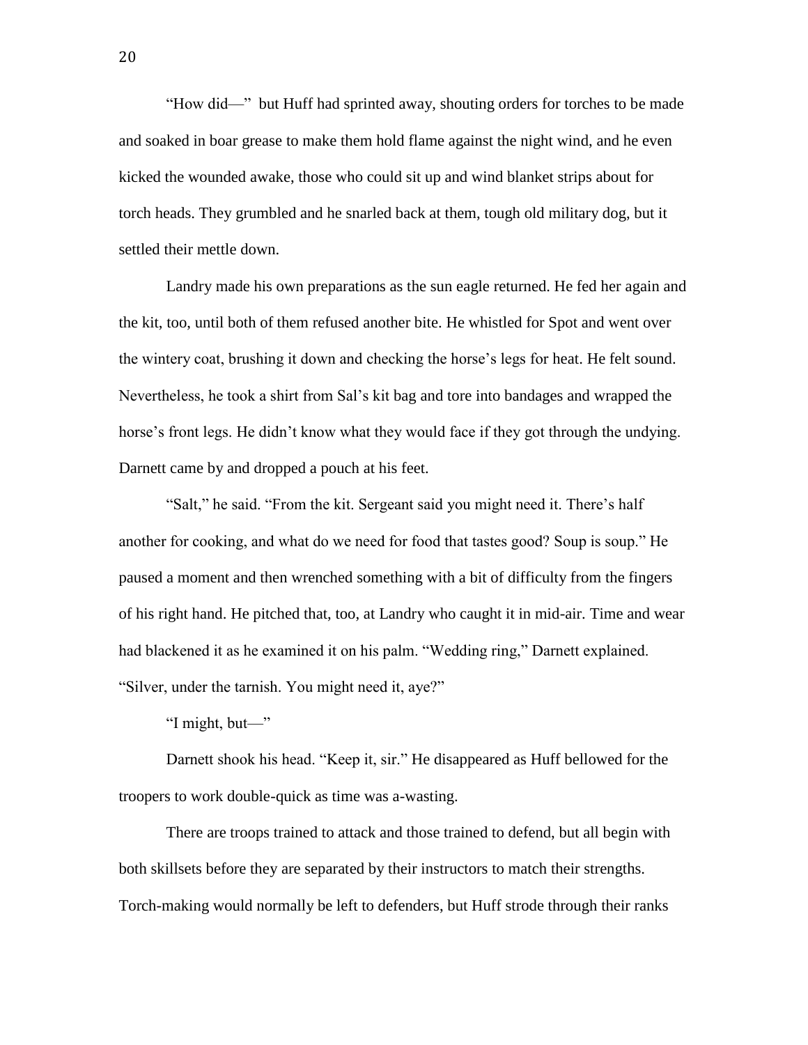"How did—" but Huff had sprinted away, shouting orders for torches to be made and soaked in boar grease to make them hold flame against the night wind, and he even kicked the wounded awake, those who could sit up and wind blanket strips about for torch heads. They grumbled and he snarled back at them, tough old military dog, but it settled their mettle down.

Landry made his own preparations as the sun eagle returned. He fed her again and the kit, too, until both of them refused another bite. He whistled for Spot and went over the wintery coat, brushing it down and checking the horse's legs for heat. He felt sound. Nevertheless, he took a shirt from Sal's kit bag and tore into bandages and wrapped the horse's front legs. He didn't know what they would face if they got through the undying. Darnett came by and dropped a pouch at his feet.

"Salt," he said. "From the kit. Sergeant said you might need it. There's half another for cooking, and what do we need for food that tastes good? Soup is soup." He paused a moment and then wrenched something with a bit of difficulty from the fingers of his right hand. He pitched that, too, at Landry who caught it in mid-air. Time and wear had blackened it as he examined it on his palm. "Wedding ring," Darnett explained. "Silver, under the tarnish. You might need it, aye?"

"I might, but—"

Darnett shook his head. "Keep it, sir." He disappeared as Huff bellowed for the troopers to work double-quick as time was a-wasting.

There are troops trained to attack and those trained to defend, but all begin with both skillsets before they are separated by their instructors to match their strengths. Torch-making would normally be left to defenders, but Huff strode through their ranks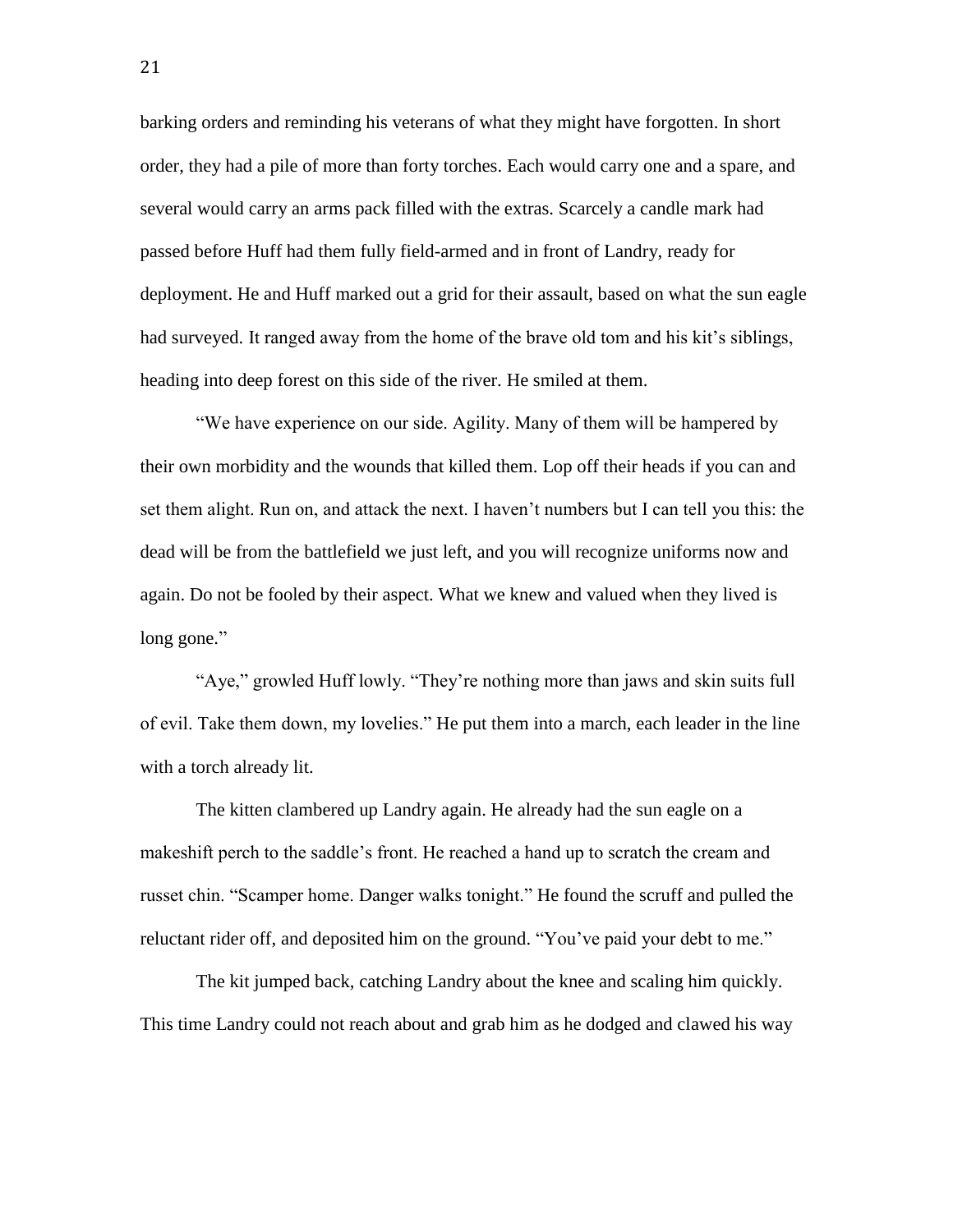barking orders and reminding his veterans of what they might have forgotten. In short order, they had a pile of more than forty torches. Each would carry one and a spare, and several would carry an arms pack filled with the extras. Scarcely a candle mark had passed before Huff had them fully field-armed and in front of Landry, ready for deployment. He and Huff marked out a grid for their assault, based on what the sun eagle had surveyed. It ranged away from the home of the brave old tom and his kit's siblings, heading into deep forest on this side of the river. He smiled at them.

"We have experience on our side. Agility. Many of them will be hampered by their own morbidity and the wounds that killed them. Lop off their heads if you can and set them alight. Run on, and attack the next. I haven't numbers but I can tell you this: the dead will be from the battlefield we just left, and you will recognize uniforms now and again. Do not be fooled by their aspect. What we knew and valued when they lived is long gone."

"Aye," growled Huff lowly. "They're nothing more than jaws and skin suits full of evil. Take them down, my lovelies." He put them into a march, each leader in the line with a torch already lit.

The kitten clambered up Landry again. He already had the sun eagle on a makeshift perch to the saddle's front. He reached a hand up to scratch the cream and russet chin. "Scamper home. Danger walks tonight." He found the scruff and pulled the reluctant rider off, and deposited him on the ground. "You've paid your debt to me."

The kit jumped back, catching Landry about the knee and scaling him quickly. This time Landry could not reach about and grab him as he dodged and clawed his way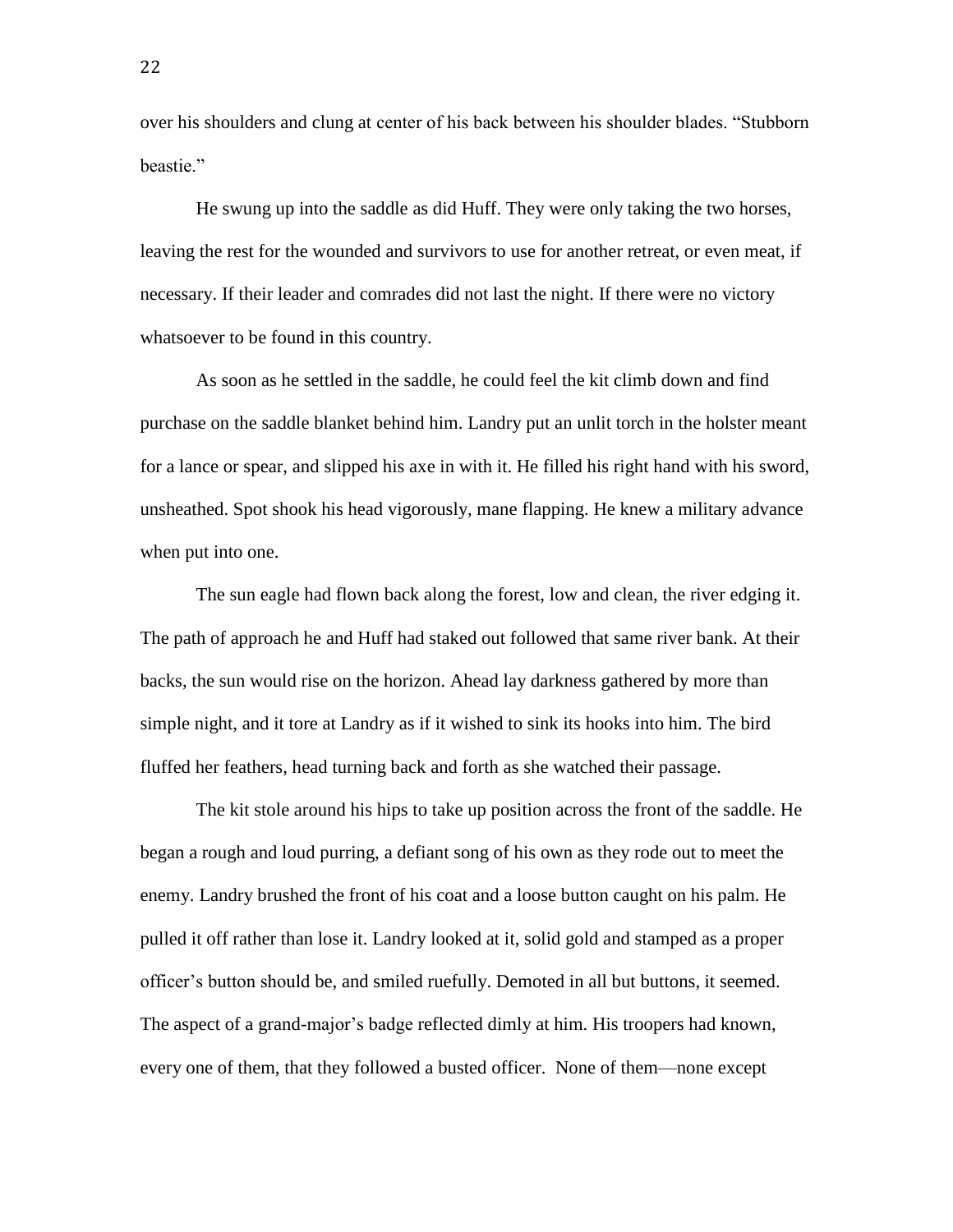over his shoulders and clung at center of his back between his shoulder blades. “Stubborn beastie.”

He swung up into the saddle as did Huff. They were only taking the two horses, leaving the rest for the wounded and survivors to use for another retreat, or even meat, if necessary. If their leader and comrades did not last the night. If there were no victory whatsoever to be found in this country.

As soon as he settled in the saddle, he could feel the kit climb down and find purchase on the saddle blanket behind him. Landry put an unlit torch in the holster meant for a lance or spear, and slipped his axe in with it. He filled his right hand with his sword, unsheathed. Spot shook his head vigorously, mane flapping. He knew a military advance when put into one.

The sun eagle had flown back along the forest, low and clean, the river edging it. The path of approach he and Huff had staked out followed that same river bank. At their backs, the sun would rise on the horizon. Ahead lay darkness gathered by more than simple night, and it tore at Landry as if it wished to sink its hooks into him. The bird fluffed her feathers, head turning back and forth as she watched their passage.

The kit stole around his hips to take up position across the front of the saddle. He began a rough and loud purring, a defiant song of his own as they rode out to meet the enemy. Landry brushed the front of his coat and a loose button caught on his palm. He pulled it off rather than lose it. Landry looked at it, solid gold and stamped as a proper officer’s button should be, and smiled ruefully. Demoted in all but buttons, it seemed. The aspect of a grand-major’s badge reflected dimly at him. His troopers had known, every one of them, that they followed a busted officer. None of them—none except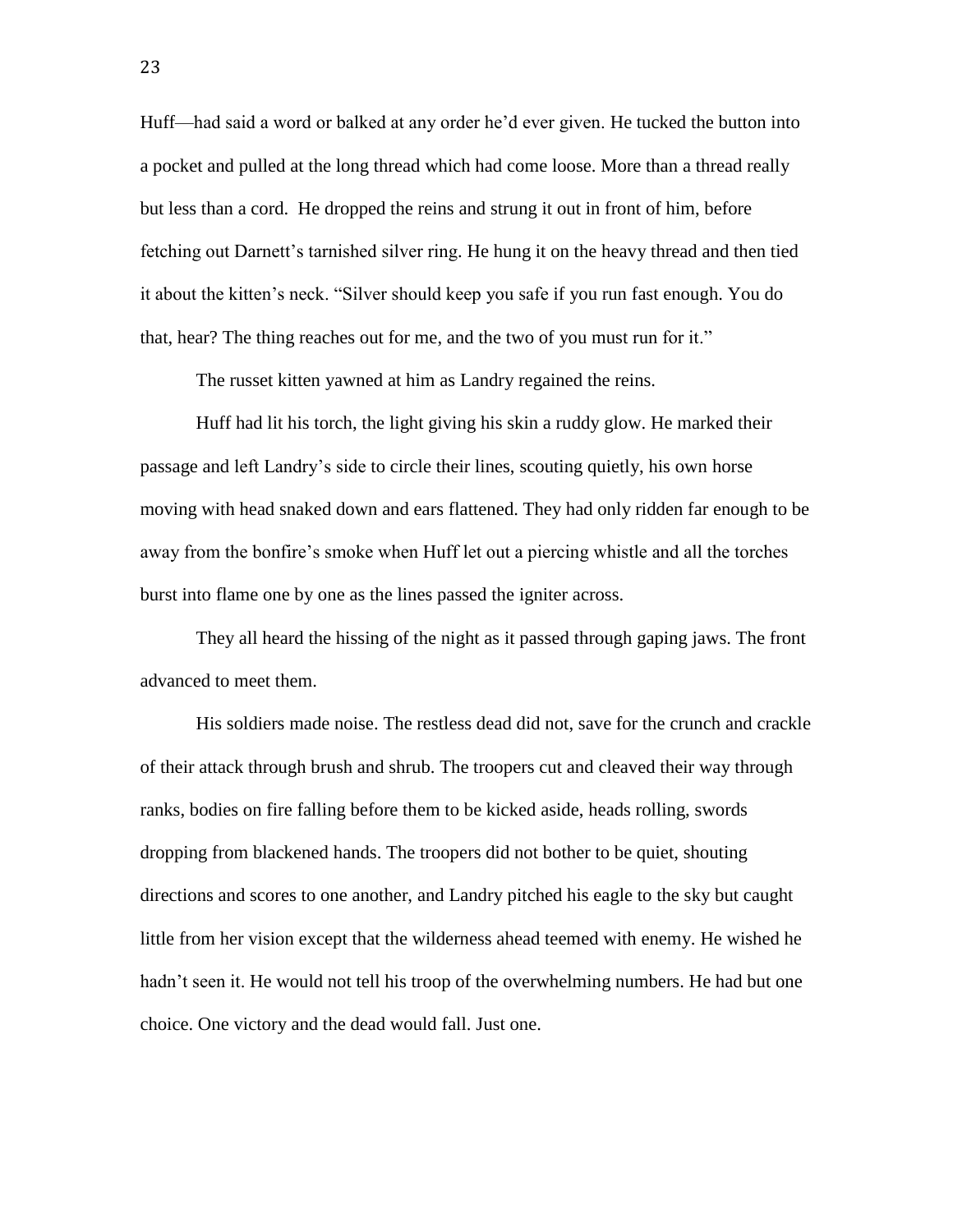Huff—had said a word or balked at any order he'd ever given. He tucked the button into a pocket and pulled at the long thread which had come loose. More than a thread really but less than a cord.  He dropped the reins and strung it out in front of him, before fetching out Darnett's tarnished silver ring. He hung it on the heavy thread and then tied it about the kitten's neck. "Silver should keep you safe if you run fast enough. You do that, hear? The thing reaches out for me, and the two of you must run for it."

The russet kitten yawned at him as Landry regained the reins.

Huff had lit his torch, the light giving his skin a ruddy glow. He marked their passage and left Landry's side to circle their lines, scouting quietly, his own horse moving with head snaked down and ears flattened. They had only ridden far enough to be away from the bonfire's smoke when Huff let out a piercing whistle and all the torches burst into flame one by one as the lines passed the igniter across.

They all heard the hissing of the night as it passed through gaping jaws. The front advanced to meet them.

His soldiers made noise. The restless dead did not, save for the crunch and crackle of their attack through brush and shrub. The troopers cut and cleaved their way through ranks, bodies on fire falling before them to be kicked aside, heads rolling, swords dropping from blackened hands. The troopers did not bother to be quiet, shouting directions and scores to one another, and Landry pitched his eagle to the sky but caught little from her vision except that the wilderness ahead teemed with enemy. He wished he hadn't seen it. He would not tell his troop of the overwhelming numbers. He had but one choice. One victory and the dead would fall. Just one.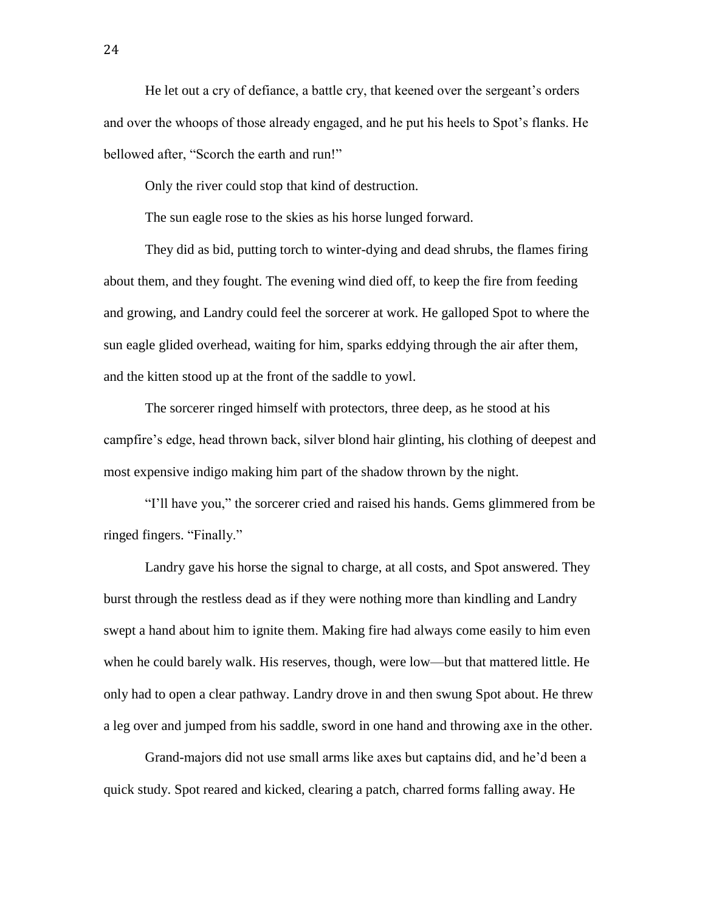He let out a cry of defiance, a battle cry, that keened over the sergeant's orders and over the whoops of those already engaged, and he put his heels to Spot's flanks. He bellowed after, "Scorch the earth and run!"

Only the river could stop that kind of destruction.

The sun eagle rose to the skies as his horse lunged forward.

They did as bid, putting torch to winter-dying and dead shrubs, the flames firing about them, and they fought. The evening wind died off, to keep the fire from feeding and growing, and Landry could feel the sorcerer at work. He galloped Spot to where the sun eagle glided overhead, waiting for him, sparks eddying through the air after them, and the kitten stood up at the front of the saddle to yowl.

The sorcerer ringed himself with protectors, three deep, as he stood at his campfire's edge, head thrown back, silver blond hair glinting, his clothing of deepest and most expensive indigo making him part of the shadow thrown by the night.

"I'll have you," the sorcerer cried and raised his hands. Gems glimmered from be ringed fingers. "Finally."

Landry gave his horse the signal to charge, at all costs, and Spot answered. They burst through the restless dead as if they were nothing more than kindling and Landry swept a hand about him to ignite them. Making fire had always come easily to him even when he could barely walk. His reserves, though, were low—but that mattered little. He only had to open a clear pathway. Landry drove in and then swung Spot about. He threw a leg over and jumped from his saddle, sword in one hand and throwing axe in the other.

Grand-majors did not use small arms like axes but captains did, and he'd been a quick study. Spot reared and kicked, clearing a patch, charred forms falling away. He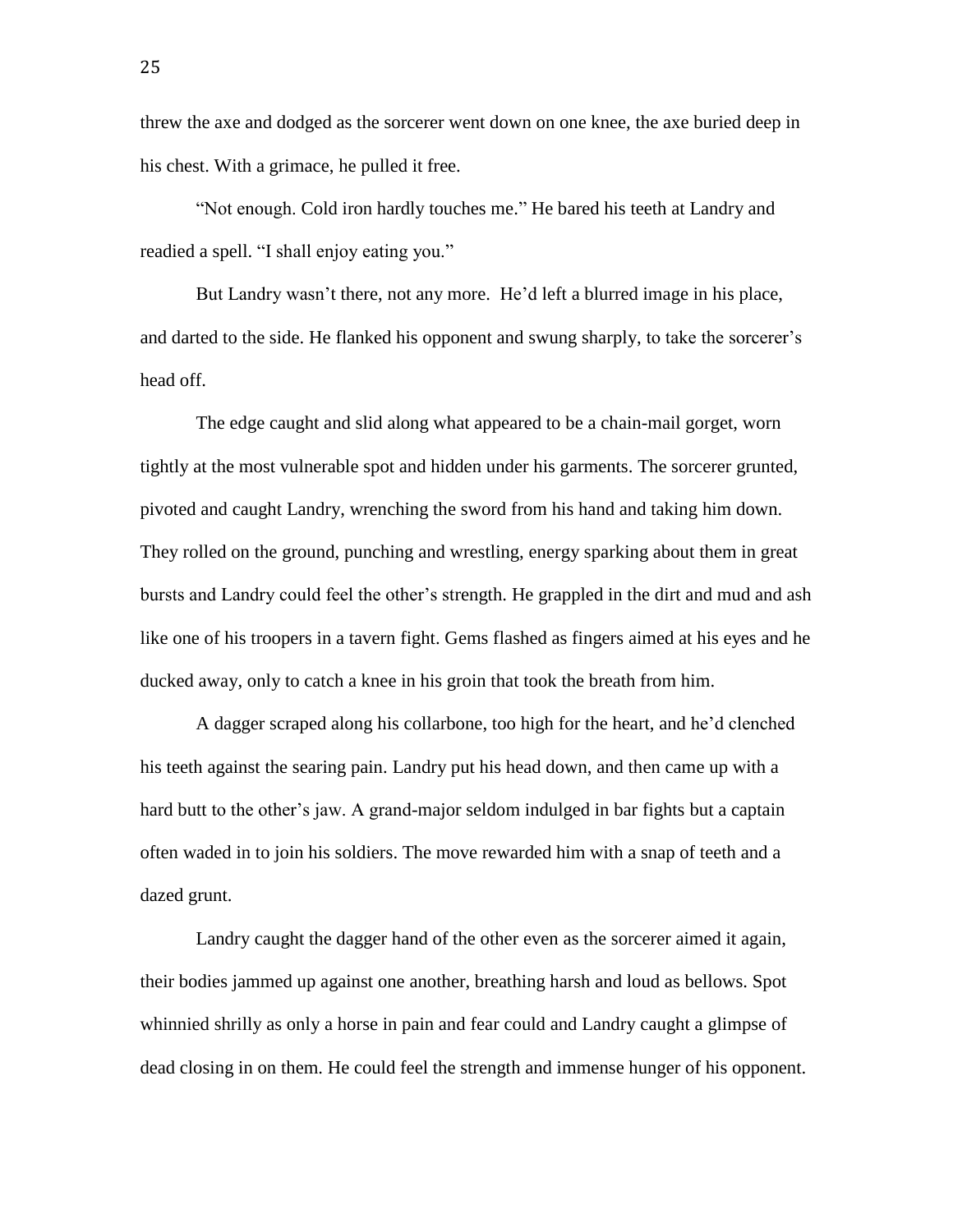threw the axe and dodged as the sorcerer went down on one knee, the axe buried deep in his chest. With a grimace, he pulled it free.

"Not enough. Cold iron hardly touches me." He bared his teeth at Landry and readied a spell. "I shall enjoy eating you."

But Landry wasn't there, not any more. He'd left a blurred image in his place, and darted to the side. He flanked his opponent and swung sharply, to take the sorcerer's head off.

The edge caught and slid along what appeared to be a chain-mail gorget, worn tightly at the most vulnerable spot and hidden under his garments. The sorcerer grunted, pivoted and caught Landry, wrenching the sword from his hand and taking him down. They rolled on the ground, punching and wrestling, energy sparking about them in great bursts and Landry could feel the other's strength. He grappled in the dirt and mud and ash like one of his troopers in a tavern fight. Gems flashed as fingers aimed at his eyes and he ducked away, only to catch a knee in his groin that took the breath from him.

A dagger scraped along his collarbone, too high for the heart, and he'd clenched his teeth against the searing pain. Landry put his head down, and then came up with a hard butt to the other's jaw. A grand-major seldom indulged in bar fights but a captain often waded in to join his soldiers. The move rewarded him with a snap of teeth and a dazed grunt.

Landry caught the dagger hand of the other even as the sorcerer aimed it again, their bodies jammed up against one another, breathing harsh and loud as bellows. Spot whinnied shrilly as only a horse in pain and fear could and Landry caught a glimpse of dead closing in on them. He could feel the strength and immense hunger of his opponent.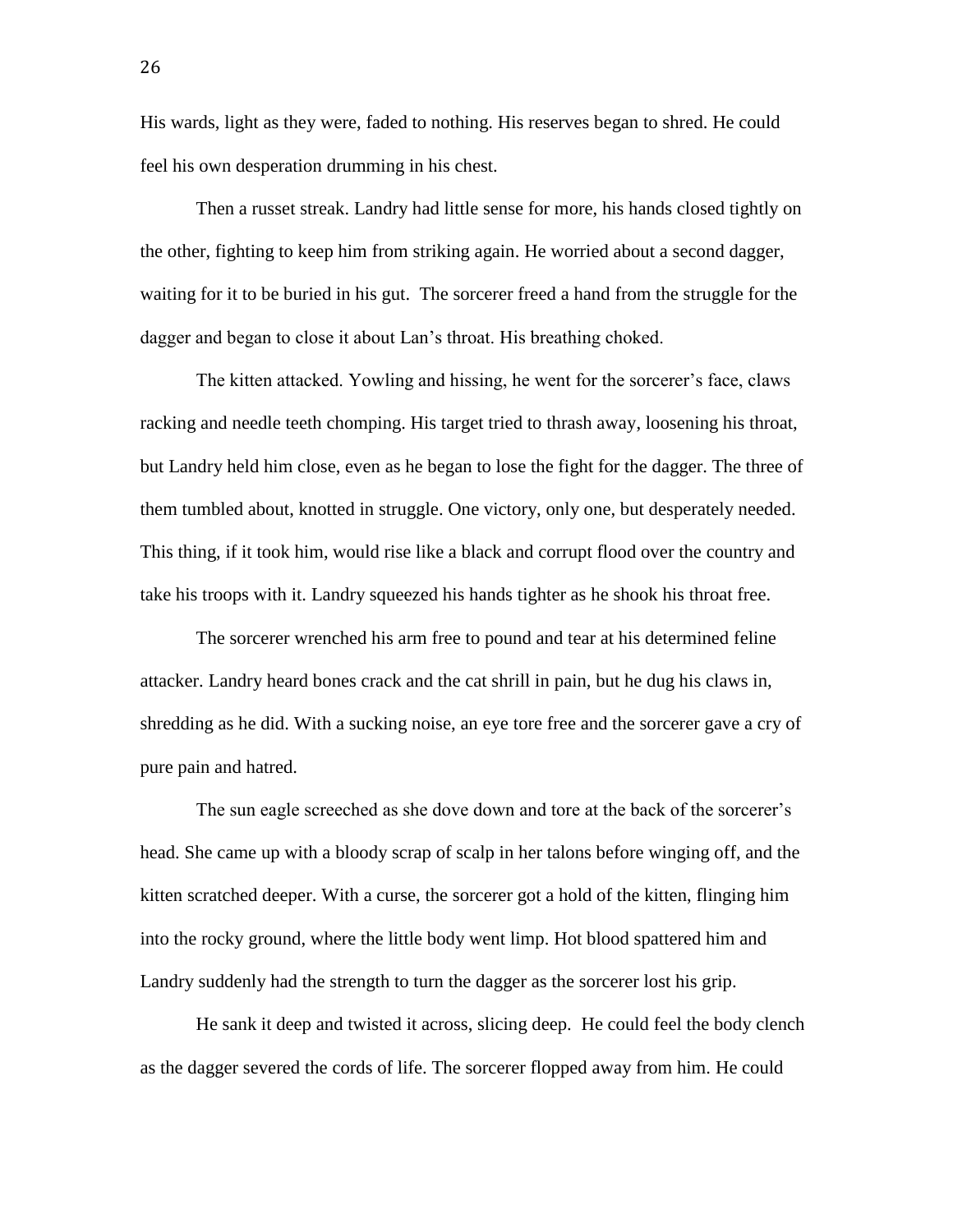His wards, light as they were, faded to nothing. His reserves began to shred. He could feel his own desperation drumming in his chest.

Then a russet streak. Landry had little sense for more, his hands closed tightly on the other, fighting to keep him from striking again. He worried about a second dagger, waiting for it to be buried in his gut.  The sorcerer freed a hand from the struggle for the dagger and began to close it about Lan's throat. His breathing choked.

The kitten attacked. Yowling and hissing, he went for the sorcerer's face, claws racking and needle teeth chomping. His target tried to thrash away, loosening his throat, but Landry held him close, even as he began to lose the fight for the dagger. The three of them tumbled about, knotted in struggle. One victory, only one, but desperately needed. This thing, if it took him, would rise like a black and corrupt flood over the country and take his troops with it. Landry squeezed his hands tighter as he shook his throat free.

The sorcerer wrenched his arm free to pound and tear at his determined feline attacker. Landry heard bones crack and the cat shrill in pain, but he dug his claws in, shredding as he did. With a sucking noise, an eye tore free and the sorcerer gave a cry of pure pain and hatred.

The sun eagle screeched as she dove down and tore at the back of the sorcerer's head. She came up with a bloody scrap of scalp in her talons before winging off, and the kitten scratched deeper. With a curse, the sorcerer got a hold of the kitten, flinging him into the rocky ground, where the little body went limp. Hot blood spattered him and Landry suddenly had the strength to turn the dagger as the sorcerer lost his grip.

He sank it deep and twisted it across, slicing deep.  He could feel the body clench as the dagger severed the cords of life. The sorcerer flopped away from him. He could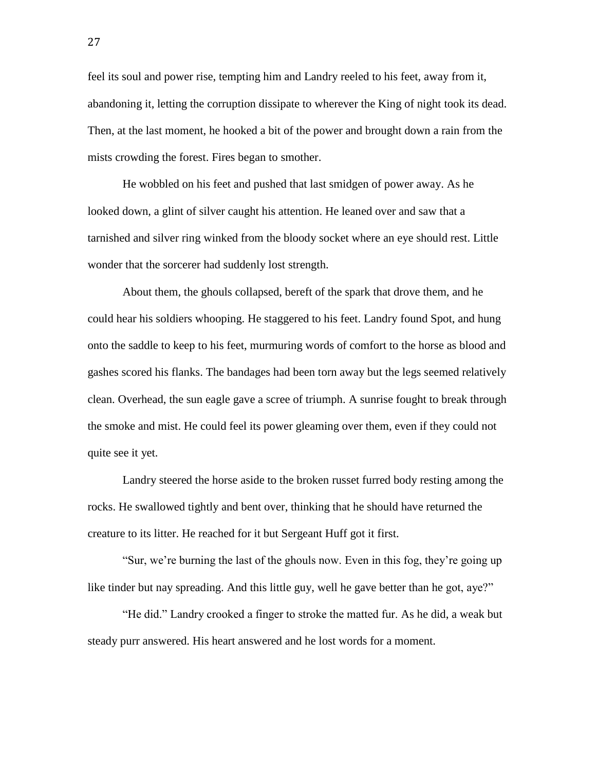feel its soul and power rise, tempting him and Landry reeled to his feet, away from it, abandoning it, letting the corruption dissipate to wherever the King of night took its dead. Then, at the last moment, he hooked a bit of the power and brought down a rain from the mists crowding the forest. Fires began to smother.

He wobbled on his feet and pushed that last smidgen of power away. As he looked down, a glint of silver caught his attention. He leaned over and saw that a tarnished and silver ring winked from the bloody socket where an eye should rest. Little wonder that the sorcerer had suddenly lost strength.

About them, the ghouls collapsed, bereft of the spark that drove them, and he could hear his soldiers whooping. He staggered to his feet. Landry found Spot, and hung onto the saddle to keep to his feet, murmuring words of comfort to the horse as blood and gashes scored his flanks. The bandages had been torn away but the legs seemed relatively clean. Overhead, the sun eagle gave a scree of triumph. A sunrise fought to break through the smoke and mist. He could feel its power gleaming over them, even if they could not quite see it yet.

Landry steered the horse aside to the broken russet furred body resting among the rocks. He swallowed tightly and bent over, thinking that he should have returned the creature to its litter. He reached for it but Sergeant Huff got it first.

"Sur, we're burning the last of the ghouls now. Even in this fog, they're going up like tinder but nay spreading. And this little guy, well he gave better than he got, aye?"

"He did." Landry crooked a finger to stroke the matted fur. As he did, a weak but steady purr answered. His heart answered and he lost words for a moment.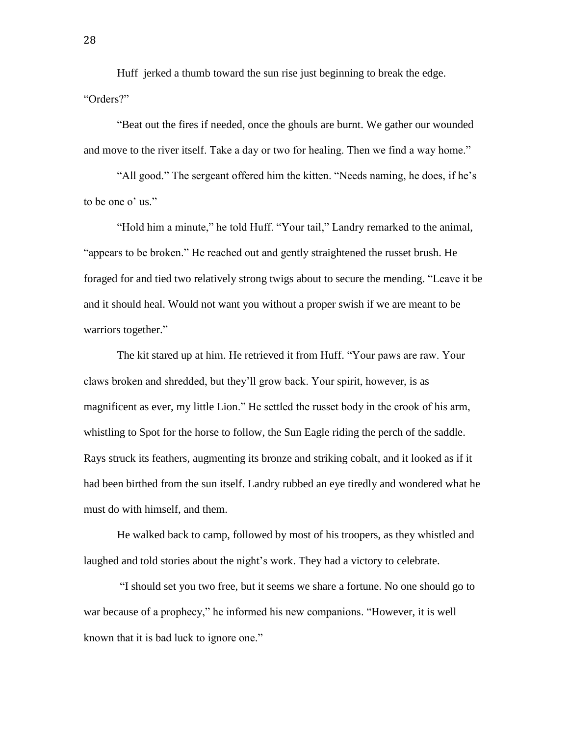Huff jerked a thumb toward the sun rise just beginning to break the edge. "Orders?"

"Beat out the fires if needed, once the ghouls are burnt. We gather our wounded and move to the river itself. Take a day or two for healing. Then we find a way home."

"All good." The sergeant offered him the kitten. "Needs naming, he does, if he's to be one o' us."

"Hold him a minute," he told Huff. "Your tail," Landry remarked to the animal, "appears to be broken." He reached out and gently straightened the russet brush. He foraged for and tied two relatively strong twigs about to secure the mending. "Leave it be and it should heal. Would not want you without a proper swish if we are meant to be warriors together."

The kit stared up at him. He retrieved it from Huff. "Your paws are raw. Your claws broken and shredded, but they'll grow back. Your spirit, however, is as magnificent as ever, my little Lion." He settled the russet body in the crook of his arm, whistling to Spot for the horse to follow, the Sun Eagle riding the perch of the saddle. Rays struck its feathers, augmenting its bronze and striking cobalt, and it looked as if it had been birthed from the sun itself. Landry rubbed an eye tiredly and wondered what he must do with himself, and them.

He walked back to camp, followed by most of his troopers, as they whistled and laughed and told stories about the night's work. They had a victory to celebrate.

"I should set you two free, but it seems we share a fortune. No one should go to war because of a prophecy," he informed his new companions. "However, it is well known that it is bad luck to ignore one."